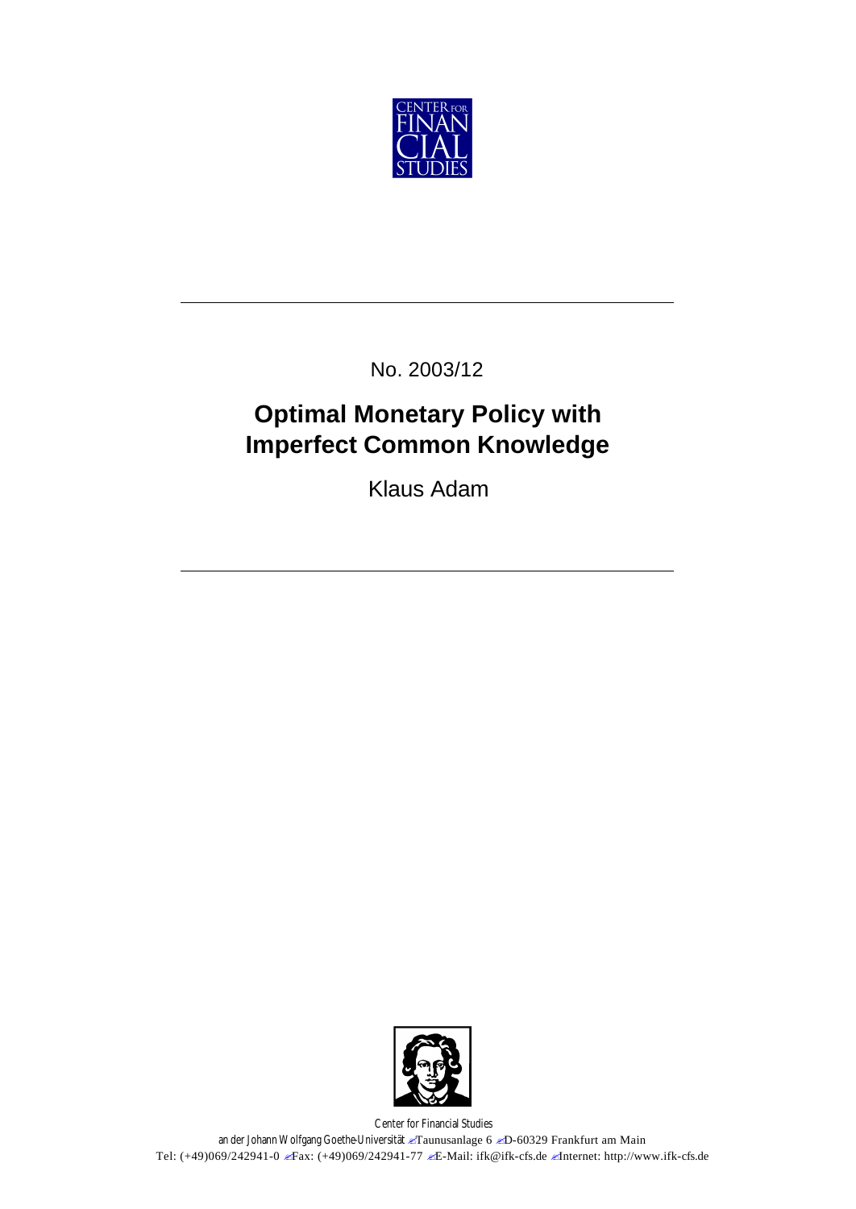CENTER FOR FINANCIAL STUDIES

No. 2003/12

# Optimal Monetary Policy with Imperfect Common Knowledge

Klaus Adam

Center for Financial Studies

an der Johann Wolfgang Goethe-Universität Taunusanlage 6 D-60329 Frankfurt am Main

Tel: (+49)069/242941-0 Fax: (+49)069/242941-77 E-Mail: ifk@ifk-cfs.de Internet: http://www.ifk-cfs.de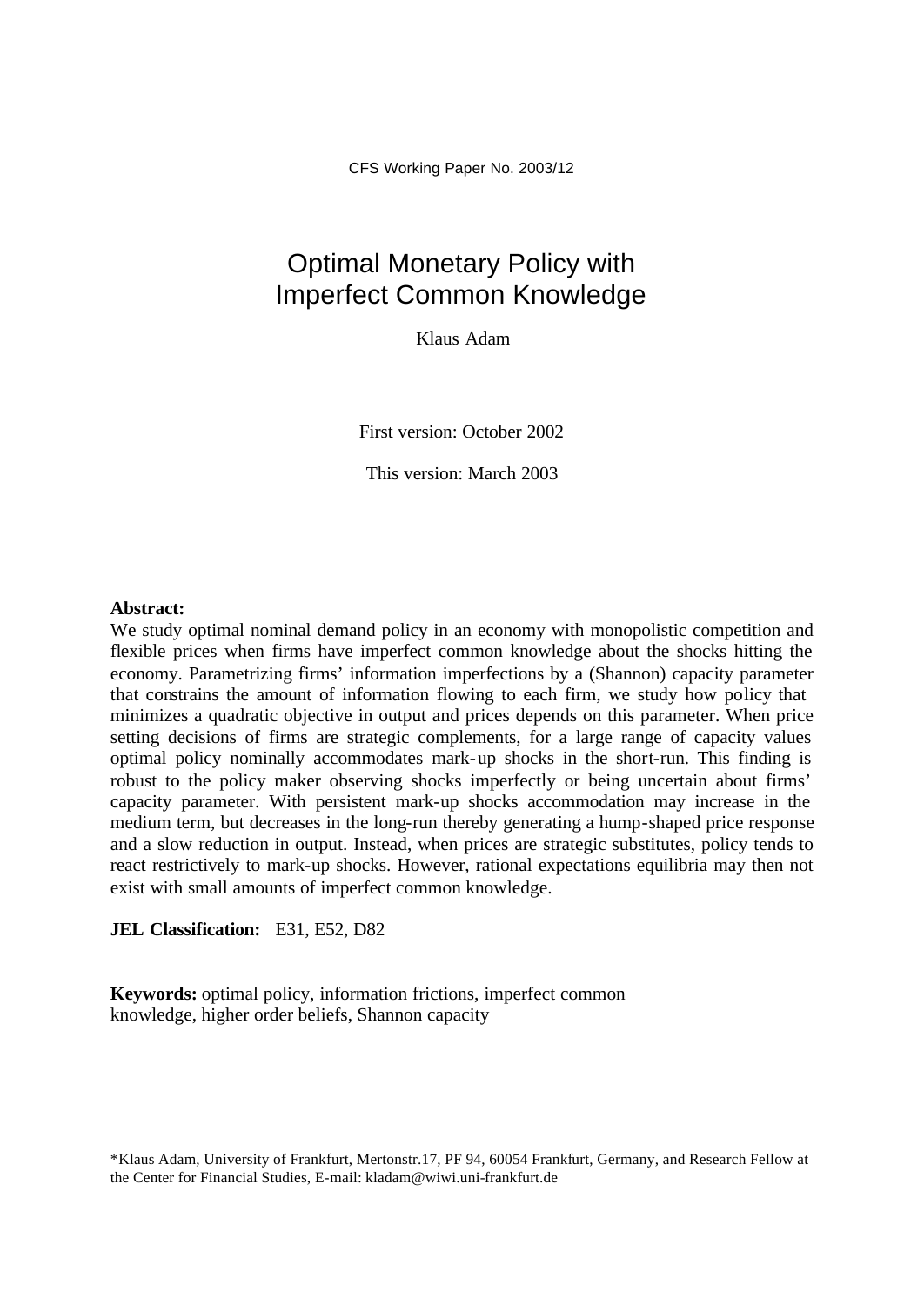CFS Working Paper No. 2003/12

# Optimal Monetary Policy with Imperfect Common Knowledge

Klaus Adam

First version: October 2002

This version: March 2003

**Abstract:**
We study optimal nominal demand policy in an economy with monopolistic competition and flexible prices when firms have imperfect common knowledge about the shocks hitting the economy. Parametrizing firms' information imperfections by a (Shannon) capacity parameter that constrains the amount of information flowing to each firm, we study how policy that minimizes a quadratic objective in output and prices depends on this parameter. When price setting decisions of firms are strategic complements, for a large range of capacity values optimal policy nominally accommodates mark-up shocks in the short-run. This finding is robust to the policy maker observing shocks imperfectly or being uncertain about firms' capacity parameter. With persistent mark-up shocks accommodation may increase in the medium term, but decreases in the long-run thereby generating a hump-shaped price response and a slow reduction in output. Instead, when prices are strategic substitutes, policy tends to react restrictively to mark-up shocks. However, rational expectations equilibria may then not exist with small amounts of imperfect common knowledge.

**JEL Classification:** E31, E52, D82

**Keywords:** optimal policy, information frictions, imperfect common knowledge, higher order beliefs, Shannon capacity

*Klaus Adam, University of Frankfurt, Mertonstr.17, PF 94, 60054 Frankfurt, Germany, and Research Fellow at the Center for Financial Studies, E-mail: kladam@wiwi.uni-frankfurt.de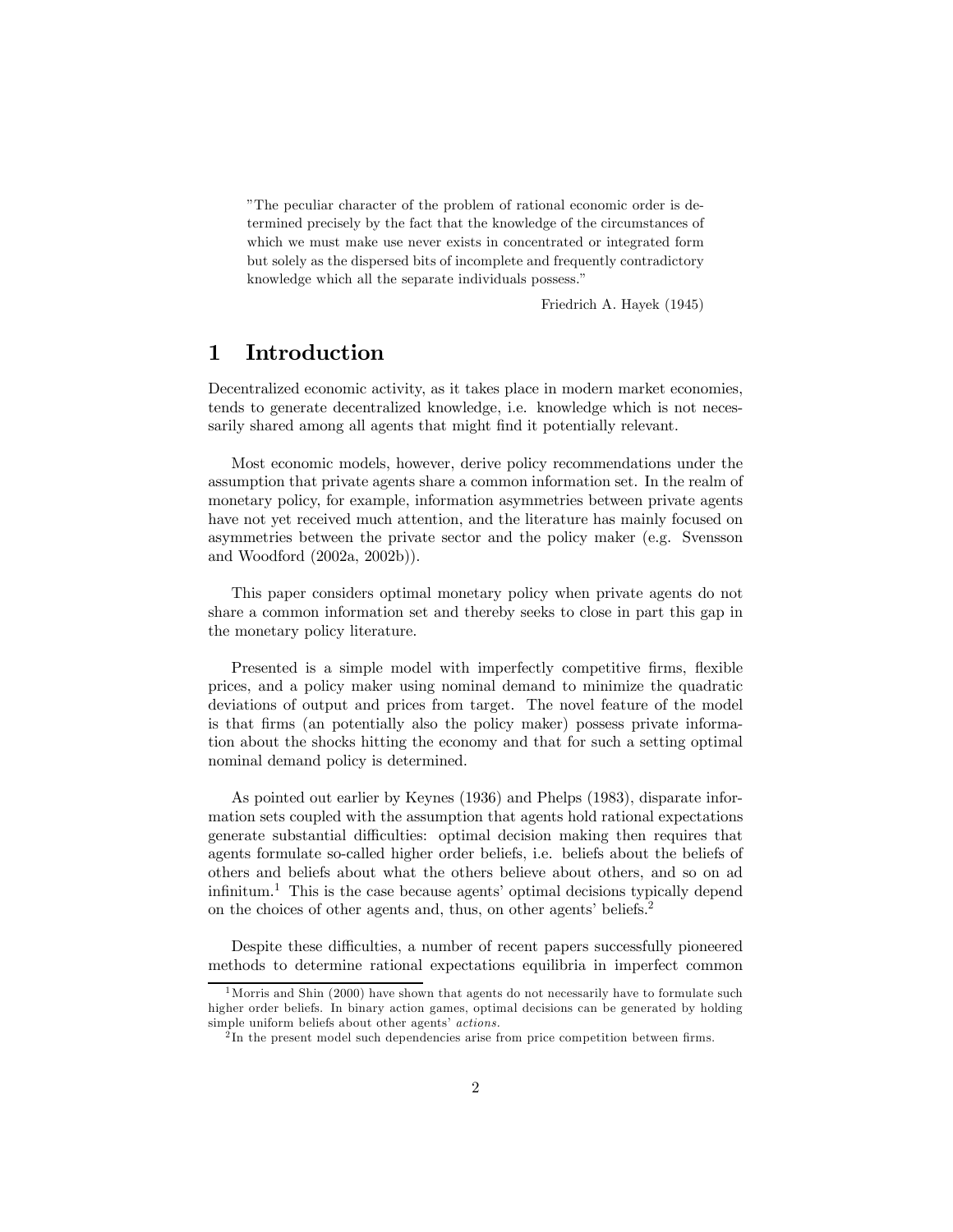"The peculiar character of the problem of rational economic order is determined precisely by the fact that the knowledge of the circumstances of which we must make use never exists in concentrated or integrated form but solely as the dispersed bits of incomplete and frequently contradictory knowledge which all the separate individuals possess."

Friedrich A. Hayek (1945)

# 1 Introduction

Decentralized economic activity, as it takes place in modern market economies, tends to generate decentralized knowledge, i.e. knowledge which is not necessarily shared among all agents that might find it potentially relevant.

Most economic models, however, derive policy recommendations under the assumption that private agents share a common information set. In the realm of monetary policy, for example, information asymmetries between private agents have not yet received much attention, and the literature has mainly focused on asymmetries between the private sector and the policy maker (e.g. Svensson and Woodford (2002a, 2002b)).

This paper considers optimal monetary policy when private agents do not share a common information set and thereby seeks to close in part this gap in the monetary policy literature.

Presented is a simple model with imperfectly competitive firms, flexible prices, and a policy maker using nominal demand to minimize the quadratic deviations of output and prices from target. The novel feature of the model is that firms (an potentially also the policy maker) possess private information about the shocks hitting the economy and that for such a setting optimal nominal demand policy is determined.

As pointed out earlier by Keynes (1936) and Phelps (1983), disparate information sets coupled with the assumption that agents hold rational expectations generate substantial difficulties: optimal decision making then requires that agents formulate so-called higher order beliefs, i.e. beliefs about the beliefs of others and beliefs about what the others believe about others, and so on ad infinitum.[1] This is the case because agents' optimal decisions typically depend on the choices of other agents and, thus, on other agents' beliefs.[2]

Despite these difficulties, a number of recent papers successfully pioneered methods to determine rational expectations equilibria in imperfect common

[1] Morris and Shin (2000) have shown that agents do not necessarily have to formulate such higher order beliefs. In binary action games, optimal decisions can be generated by holding simple uniform beliefs about other agents' *actions*.

[2] In the present model such dependencies arise from price competition between firms.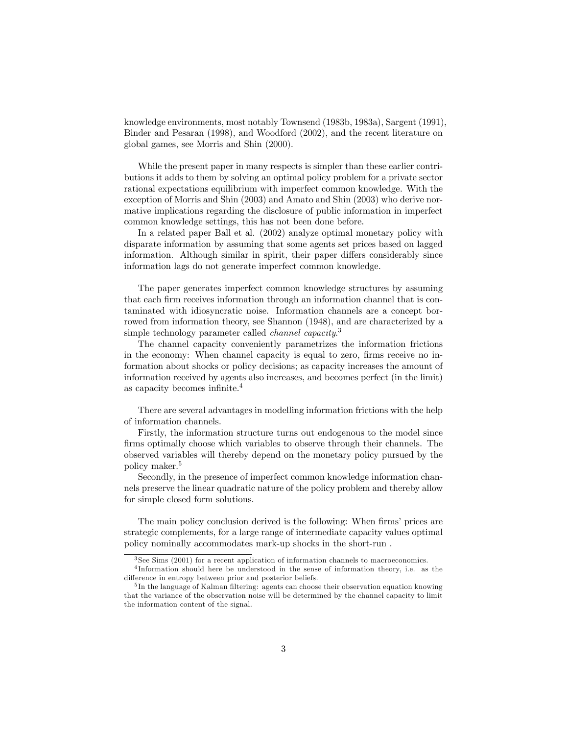knowledge environments, most notably Townsend (1983b, 1983a), Sargent (1991), Binder and Pesaran (1998), and Woodford (2002), and the recent literature on global games, see Morris and Shin (2000).

While the present paper in many respects is simpler than these earlier contributions it adds to them by solving an optimal policy problem for a private sector rational expectations equilibrium with imperfect common knowledge. With the exception of Morris and Shin (2003) and Amato and Shin (2003) who derive normative implications regarding the disclosure of public information in imperfect common knowledge settings, this has not been done before.

In a related paper Ball et al. (2002) analyze optimal monetary policy with disparate information by assuming that some agents set prices based on lagged information. Although similar in spirit, their paper differs considerably since information lags do not generate imperfect common knowledge.

The paper generates imperfect common knowledge structures by assuming that each firm receives information through an information channel that is contaminated with idiosyncratic noise. Information channels are a concept borrowed from information theory, see Shannon (1948), and are characterized by a simple technology parameter called *channel capacity*.[3]

The channel capacity conveniently parametrizes the information frictions in the economy: When channel capacity is equal to zero, firms receive no information about shocks or policy decisions; as capacity increases the amount of information received by agents also increases, and becomes perfect (in the limit) as capacity becomes infinite.[4]

There are several advantages in modelling information frictions with the help of information channels.

Firstly, the information structure turns out endogenous to the model since firms optimally choose which variables to observe through their channels. The observed variables will thereby depend on the monetary policy pursued by the policy maker.[5]

Secondly, in the presence of imperfect common knowledge information channels preserve the linear quadratic nature of the policy problem and thereby allow for simple closed form solutions.

The main policy conclusion derived is the following: When firms' prices are strategic complements, for a large range of intermediate capacity values optimal policy nominally accommodates mark-up shocks in the short-run .

[3] See Sims (2001) for a recent application of information channels to macroeconomics.

[4] Information should here be understood in the sense of information theory, i.e. as the difference in entropy between prior and posterior beliefs.

[5] In the language of Kalman filtering: agents can choose their observation equation knowing that the variance of the observation noise will be determined by the channel capacity to limit the information content of the signal.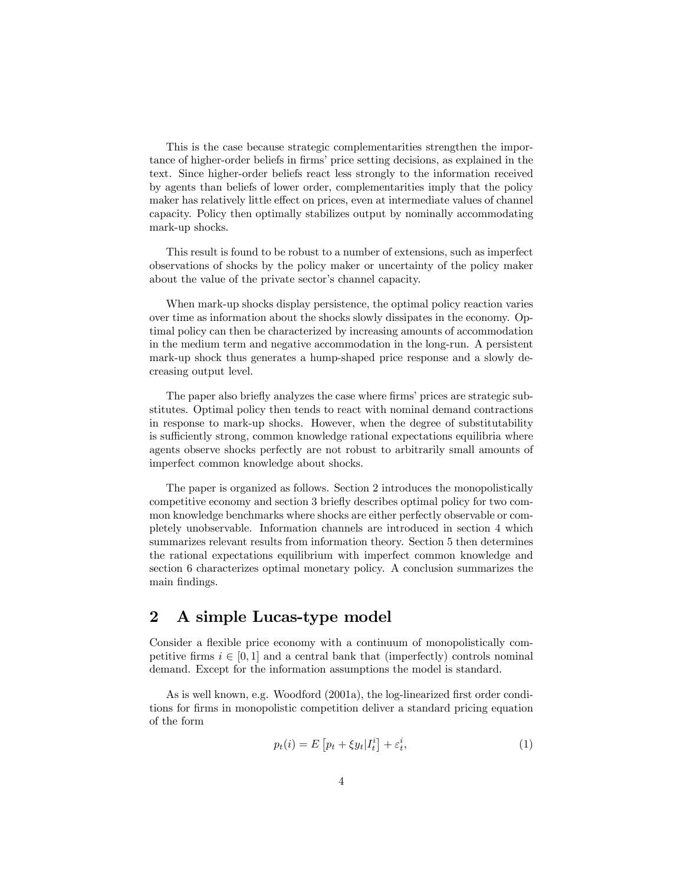This is the case because strategic complementarities strengthen the importance of higher-order beliefs in firms' price setting decisions, as explained in the text. Since higher-order beliefs react less strongly to the information received by agents than beliefs of lower order, complementarities imply that the policy maker has relatively little effect on prices, even at intermediate values of channel capacity. Policy then optimally stabilizes output by nominally accommodating mark-up shocks.

This result is found to be robust to a number of extensions, such as imperfect observations of shocks by the policy maker or uncertainty of the policy maker about the value of the private sector's channel capacity.

When mark-up shocks display persistence, the optimal policy reaction varies over time as information about the shocks slowly dissipates in the economy. Optimal policy can then be characterized by increasing amounts of accommodation in the medium term and negative accommodation in the long-run. A persistent mark-up shock thus generates a hump-shaped price response and a slowly decreasing output level.

The paper also briefly analyzes the case where firms' prices are strategic substitutes. Optimal policy then tends to react with nominal demand contractions in response to mark-up shocks. However, when the degree of substitutability is sufficiently strong, common knowledge rational expectations equilibria where agents observe shocks perfectly are not robust to arbitrarily small amounts of imperfect common knowledge about shocks.

The paper is organized as follows. Section 2 introduces the monopolistically competitive economy and section 3 briefly describes optimal policy for two common knowledge benchmarks where shocks are either perfectly observable or completely unobservable. Information channels are introduced in section 4 which summarizes relevant results from information theory. Section 5 then determines the rational expectations equilibrium with imperfect common knowledge and section 6 characterizes optimal monetary policy. A conclusion summarizes the main findings.

## 2 A simple Lucas-type model

Consider a flexible price economy with a continuum of monopolistically competitive firms $i \in [0,1]$ and a central bank that (imperfectly) controls nominal demand. Except for the information assumptions the model is standard.

As is well known, e.g. Woodford (2001a), the log-linearized first order conditions for firms in monopolistic competition deliver a standard pricing equation of the form

$$p_t(i) = E\left[p_t + \xi y_t | I_t^i\right] + \varepsilon_t^i, \tag{1}$$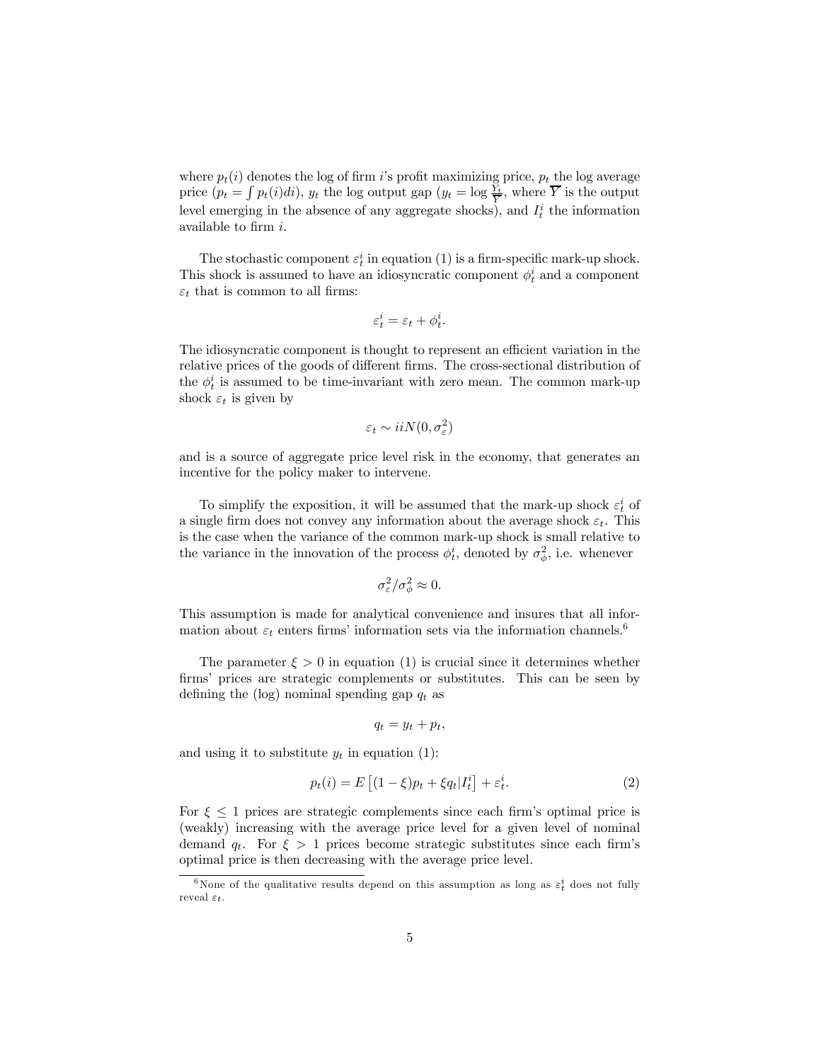where $p_t(i)$ denotes the log of firm $i$'s profit maximizing price, $p_t$ the log average price ($p_t = \int p_t(i)di$), $y_t$ the log output gap ($y_t = \log \frac{Y_t}{\overline{Y}}$, where $\overline{Y}$ is the output level emerging in the absence of any aggregate shocks), and $I_t^i$ the information available to firm $i$.

The stochastic component $\varepsilon_t^i$ in equation (1) is a firm-specific mark-up shock. This shock is assumed to have an idiosyncratic component $\phi_t^i$ and a component $\varepsilon_t$ that is common to all firms:

$$\varepsilon_t^i = \varepsilon_t + \phi_t^i.$$

The idiosyncratic component is thought to represent an efficient variation in the relative prices of the goods of different firms. The cross-sectional distribution of the $\phi_t^i$ is assumed to be time-invariant with zero mean. The common mark-up shock $\varepsilon_t$ is given by

$$\varepsilon_t \sim iiN(0, \sigma_\varepsilon^2)$$

and is a source of aggregate price level risk in the economy, that generates an incentive for the policy maker to intervene.

To simplify the exposition, it will be assumed that the mark-up shock $\varepsilon_t^i$ of a single firm does not convey any information about the average shock $\varepsilon_t$. This is the case when the variance of the common mark-up shock is small relative to the variance in the innovation of the process $\phi_t^i$, denoted by $\sigma_\phi^2$, i.e. whenever

$$\sigma_\varepsilon^2 / \sigma_\phi^2 \approx 0.$$

This assumption is made for analytical convenience and insures that all information about $\varepsilon_t$ enters firms' information sets via the information channels.[6]

The parameter $\xi > 0$ in equation (1) is crucial since it determines whether firms' prices are strategic complements or substitutes. This can be seen by defining the (log) nominal spending gap $q_t$ as

$$q_t = y_t + p_t,$$

and using it to substitute $y_t$ in equation (1):

$$p_t(i) = E\left[(1-\xi)p_t + \xi q_t | I_t^i\right] + \varepsilon_t^i. \tag{2}$$

For $\xi \leq 1$ prices are strategic complements since each firm's optimal price is (weakly) increasing with the average price level for a given level of nominal demand $q_t$. For $\xi > 1$ prices become strategic substitutes since each firm's optimal price is then decreasing with the average price level.

[6] None of the qualitative results depend on this assumption as long as $\varepsilon_t^i$ does not fully reveal $\varepsilon_t$.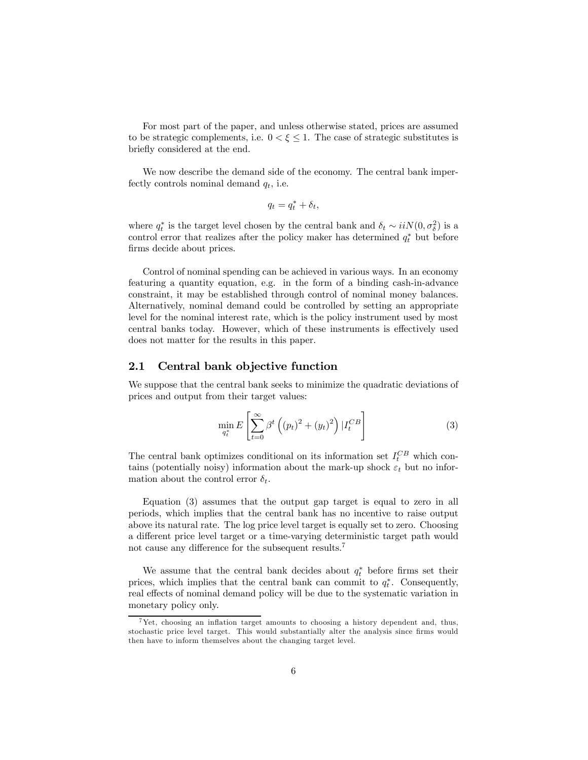For most part of the paper, and unless otherwise stated, prices are assumed to be strategic complements, i.e. $0 < \xi \leq 1$. The case of strategic substitutes is briefly considered at the end.

We now describe the demand side of the economy. The central bank imperfectly controls nominal demand $q_t$, i.e.

$$q_t = q_t^* + \delta_t,$$

where $q_t^*$ is the target level chosen by the central bank and $\delta_t \sim iiN(0, \sigma_\delta^2)$ is a control error that realizes after the policy maker has determined $q_t^*$ but before firms decide about prices.

Control of nominal spending can be achieved in various ways. In an economy featuring a quantity equation, e.g. in the form of a binding cash-in-advance constraint, it may be established through control of nominal money balances. Alternatively, nominal demand could be controlled by setting an appropriate level for the nominal interest rate, which is the policy instrument used by most central banks today. However, which of these instruments is effectively used does not matter for the results in this paper.

## 2.1 Central bank objective function

We suppose that the central bank seeks to minimize the quadratic deviations of prices and output from their target values:

$$\min_{q_t^*} E\left[\sum_{t=0}^{\infty} \beta^t \left((p_t)^2 + (y_t)^2\right) | I_t^{CB}\right] \tag{3}$$

The central bank optimizes conditional on its information set $I_t^{CB}$ which contains (potentially noisy) information about the mark-up shock $\varepsilon_t$ but no information about the control error $\delta_t$.

Equation (3) assumes that the output gap target is equal to zero in all periods, which implies that the central bank has no incentive to raise output above its natural rate. The log price level target is equally set to zero. Choosing a different price level target or a time-varying deterministic target path would not cause any difference for the subsequent results.[7]

We assume that the central bank decides about $q_t^*$ before firms set their prices, which implies that the central bank can commit to $q_t^*$. Consequently, real effects of nominal demand policy will be due to the systematic variation in monetary policy only.

[7] Yet, choosing an inflation target amounts to choosing a history dependent and, thus, stochastic price level target. This would substantially alter the analysis since firms would then have to inform themselves about the changing target level.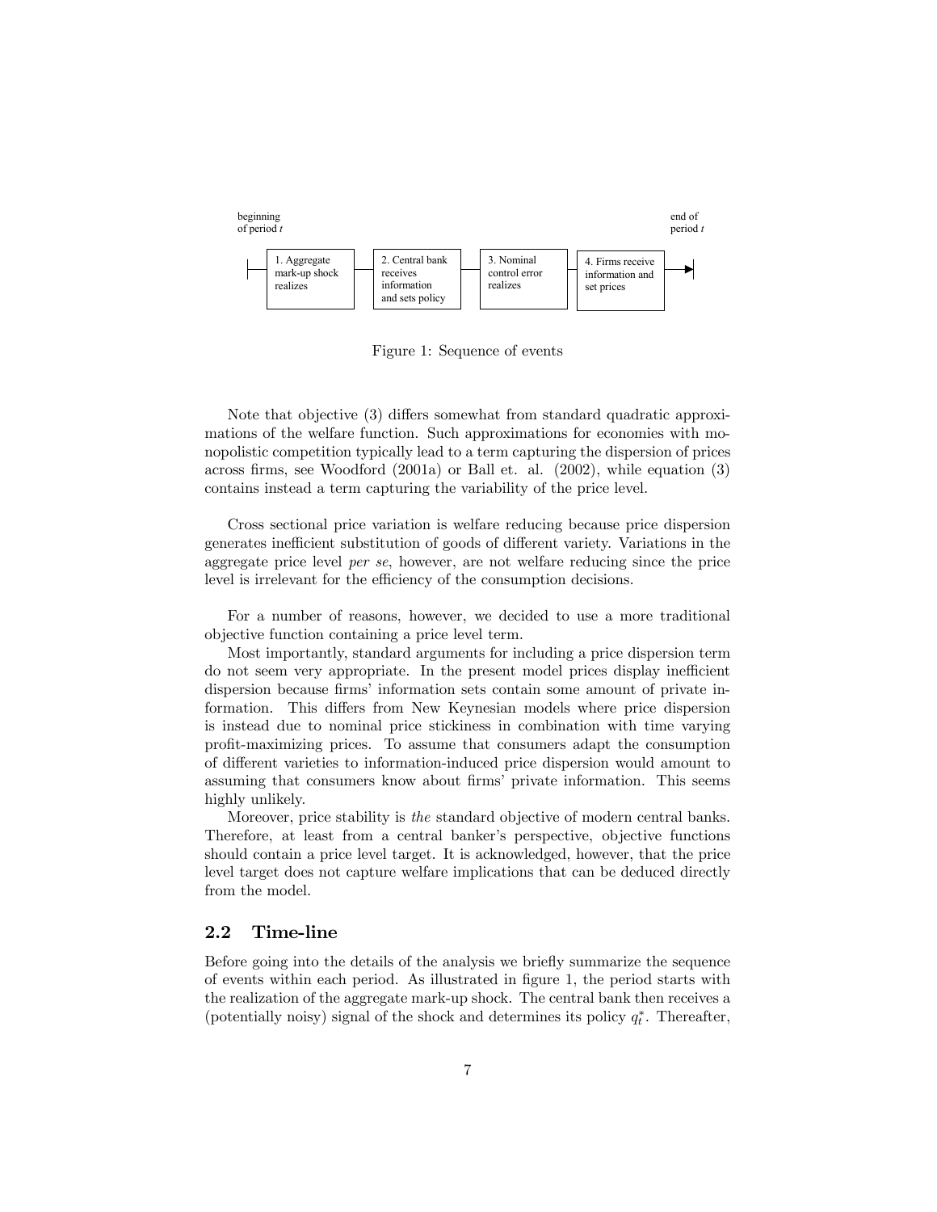beginning of period $t$

1. Aggregate mark-up shock realizes → 2. Central bank receives information and sets policy → 3. Nominal control error realizes → 4. Firms receive information and set prices

end of period $t$

Figure 1: Sequence of events

Note that objective (3) differs somewhat from standard quadratic approximations of the welfare function. Such approximations for economies with monopolistic competition typically lead to a term capturing the dispersion of prices across firms, see Woodford (2001a) or Ball et. al. (2002), while equation (3) contains instead a term capturing the variability of the price level.

Cross sectional price variation is welfare reducing because price dispersion generates inefficient substitution of goods of different variety. Variations in the aggregate price level *per se*, however, are not welfare reducing since the price level is irrelevant for the efficiency of the consumption decisions.

For a number of reasons, however, we decided to use a more traditional objective function containing a price level term.

Most importantly, standard arguments for including a price dispersion term do not seem very appropriate. In the present model prices display inefficient dispersion because firms' information sets contain some amount of private information. This differs from New Keynesian models where price dispersion is instead due to nominal price stickiness in combination with time varying profit-maximizing prices. To assume that consumers adapt the consumption of different varieties to information-induced price dispersion would amount to assuming that consumers know about firms' private information. This seems highly unlikely.

Moreover, price stability is *the* standard objective of modern central banks. Therefore, at least from a central banker's perspective, objective functions should contain a price level target. It is acknowledged, however, that the price level target does not capture welfare implications that can be deduced directly from the model.

## 2.2 Time-line

Before going into the details of the analysis we briefly summarize the sequence of events within each period. As illustrated in figure 1, the period starts with the realization of the aggregate mark-up shock. The central bank then receives a (potentially noisy) signal of the shock and determines its policy $q_t^*$. Thereafter,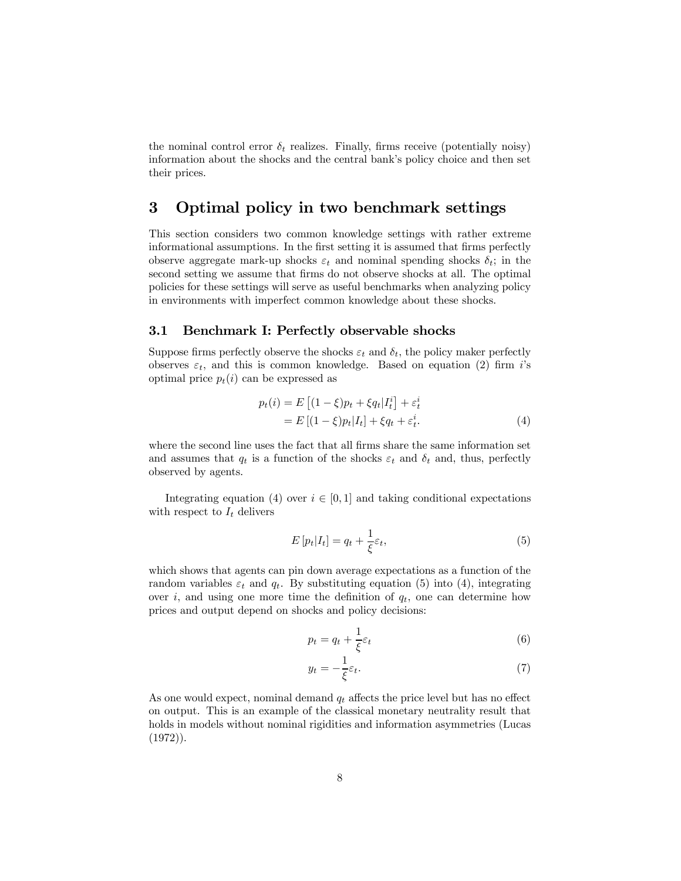the nominal control error $\delta_t$ realizes. Finally, firms receive (potentially noisy) information about the shocks and the central bank's policy choice and then set their prices.

# 3 Optimal policy in two benchmark settings

This section considers two common knowledge settings with rather extreme informational assumptions. In the first setting it is assumed that firms perfectly observe aggregate mark-up shocks $\varepsilon_t$ and nominal spending shocks $\delta_t$; in the second setting we assume that firms do not observe shocks at all. The optimal policies for these settings will serve as useful benchmarks when analyzing policy in environments with imperfect common knowledge about these shocks.

## 3.1 Benchmark I: Perfectly observable shocks

Suppose firms perfectly observe the shocks $\varepsilon_t$ and $\delta_t$, the policy maker perfectly observes $\varepsilon_t$, and this is common knowledge. Based on equation (2) firm $i$'s optimal price $p_t(i)$ can be expressed as

$$
\begin{aligned}
p_t(i) &= E\left[(1-\xi)p_t + \xi q_t | I_t^i\right] + \varepsilon_t^i \\
&= E\left[(1-\xi)p_t | I_t\right] + \xi q_t + \varepsilon_t^i. \qquad (4)
\end{aligned}
$$

where the second line uses the fact that all firms share the same information set and assumes that $q_t$ is a function of the shocks $\varepsilon_t$ and $\delta_t$ and, thus, perfectly observed by agents.

Integrating equation (4) over $i \in [0, 1]$ and taking conditional expectations with respect to $I_t$ delivers

$$
E\left[p_t | I_t\right] = q_t + \frac{1}{\xi}\varepsilon_t, \qquad (5)
$$

which shows that agents can pin down average expectations as a function of the random variables $\varepsilon_t$ and $q_t$. By substituting equation (5) into (4), integrating over $i$, and using one more time the definition of $q_t$, one can determine how prices and output depend on shocks and policy decisions:

$$
p_t = q_t + \frac{1}{\xi}\varepsilon_t \qquad (6)
$$

$$
y_t = -\frac{1}{\xi}\varepsilon_t. \qquad (7)
$$

As one would expect, nominal demand $q_t$ affects the price level but has no effect on output. This is an example of the classical monetary neutrality result that holds in models without nominal rigidities and information asymmetries (Lucas (1972)).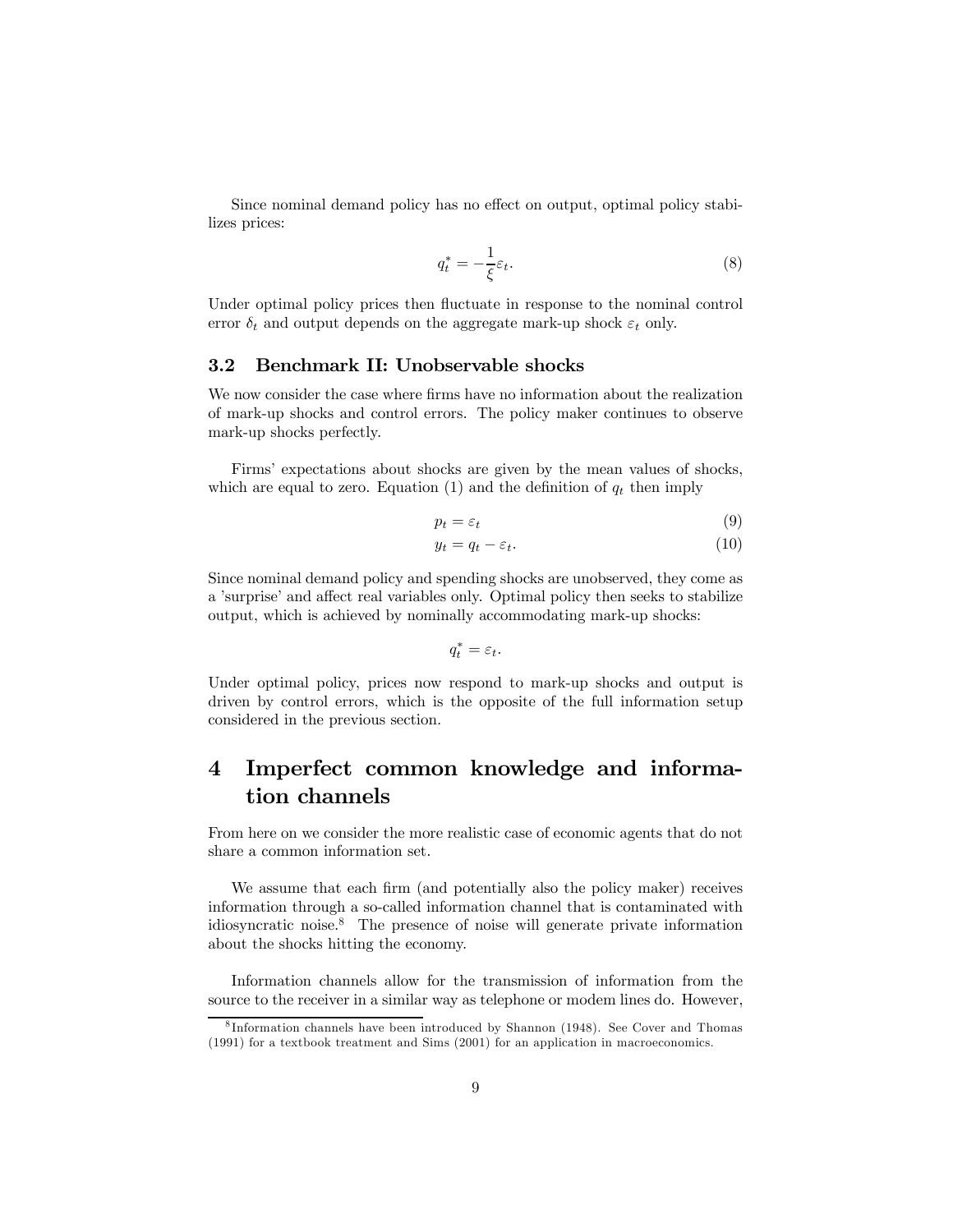Since nominal demand policy has no effect on output, optimal policy stabilizes prices:

$$q_t^* = -\frac{1}{\xi}\varepsilon_t. \tag{8}$$

Under optimal policy prices then fluctuate in response to the nominal control error $\delta_t$ and output depends on the aggregate mark-up shock $\varepsilon_t$ only.

### 3.2 Benchmark II: Unobservable shocks

We now consider the case where firms have no information about the realization of mark-up shocks and control errors. The policy maker continues to observe mark-up shocks perfectly.

Firms' expectations about shocks are given by the mean values of shocks, which are equal to zero. Equation (1) and the definition of $q_t$ then imply

$$p_t = \varepsilon_t \tag{9}$$

$$y_t = q_t - \varepsilon_t. \tag{10}$$

Since nominal demand policy and spending shocks are unobserved, they come as a 'surprise' and affect real variables only. Optimal policy then seeks to stabilize output, which is achieved by nominally accommodating mark-up shocks:

$$q_t^* = \varepsilon_t.$$

Under optimal policy, prices now respond to mark-up shocks and output is driven by control errors, which is the opposite of the full information setup considered in the previous section.

## 4 Imperfect common knowledge and information channels

From here on we consider the more realistic case of economic agents that do not share a common information set.

We assume that each firm (and potentially also the policy maker) receives information through a so-called information channel that is contaminated with idiosyncratic noise.[8] The presence of noise will generate private information about the shocks hitting the economy.

Information channels allow for the transmission of information from the source to the receiver in a similar way as telephone or modem lines do. However,

[8] Information channels have been introduced by Shannon (1948). See Cover and Thomas (1991) for a textbook treatment and Sims (2001) for an application in macroeconomics.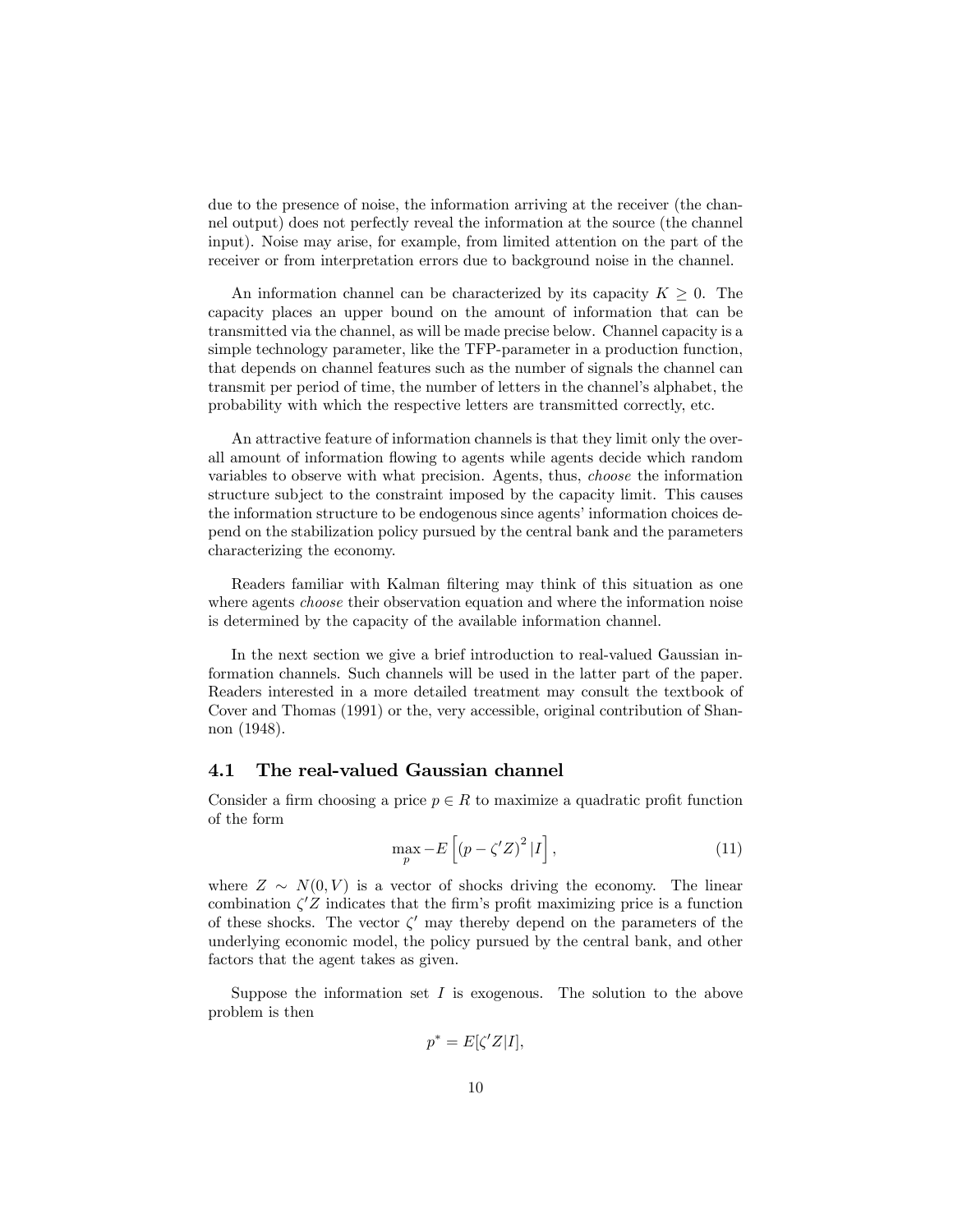due to the presence of noise, the information arriving at the receiver (the channel output) does not perfectly reveal the information at the source (the channel input). Noise may arise, for example, from limited attention on the part of the receiver or from interpretation errors due to background noise in the channel.

An information channel can be characterized by its capacity $K \geq 0$. The capacity places an upper bound on the amount of information that can be transmitted via the channel, as will be made precise below. Channel capacity is a simple technology parameter, like the TFP-parameter in a production function, that depends on channel features such as the number of signals the channel can transmit per period of time, the number of letters in the channel's alphabet, the probability with which the respective letters are transmitted correctly, etc.

An attractive feature of information channels is that they limit only the overall amount of information flowing to agents while agents decide which random variables to observe with what precision. Agents, thus, *choose* the information structure subject to the constraint imposed by the capacity limit. This causes the information structure to be endogenous since agents' information choices depend on the stabilization policy pursued by the central bank and the parameters characterizing the economy.

Readers familiar with Kalman filtering may think of this situation as one where agents *choose* their observation equation and where the information noise is determined by the capacity of the available information channel.

In the next section we give a brief introduction to real-valued Gaussian information channels. Such channels will be used in the latter part of the paper. Readers interested in a more detailed treatment may consult the textbook of Cover and Thomas (1991) or the, very accessible, original contribution of Shannon (1948).

## 4.1 The real-valued Gaussian channel

Consider a firm choosing a price $p \in R$ to maximize a quadratic profit function of the form

$$\max_{p} -E\left[(p - \zeta' Z)^2 |I\right], \tag{11}$$

where $Z \sim N(0, V)$ is a vector of shocks driving the economy. The linear combination $\zeta' Z$ indicates that the firm's profit maximizing price is a function of these shocks. The vector $\zeta'$ may thereby depend on the parameters of the underlying economic model, the policy pursued by the central bank, and other factors that the agent takes as given.

Suppose the information set $I$ is exogenous. The solution to the above problem is then

$$p^* = E[\zeta' Z|I],$$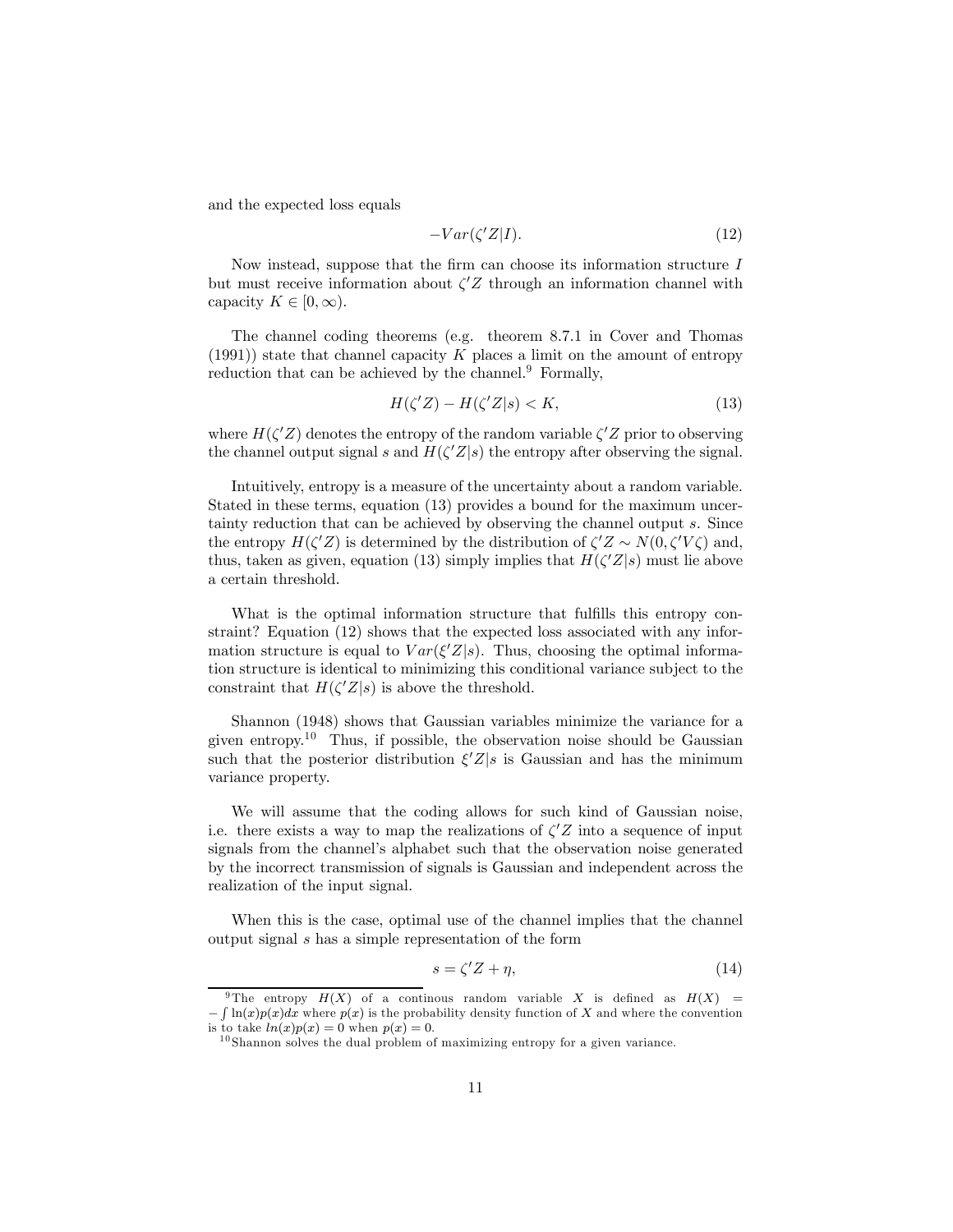and the expected loss equals

$$-Var(\zeta' Z|I). \tag{12}$$

Now instead, suppose that the firm can choose its information structure $I$ but must receive information about $\zeta' Z$ through an information channel with capacity $K \in [0, \infty)$.

The channel coding theorems (e.g. theorem 8.7.1 in Cover and Thomas (1991)) state that channel capacity $K$ places a limit on the amount of entropy reduction that can be achieved by the channel.[9] Formally,

$$H(\zeta' Z) - H(\zeta' Z|s) < K, \tag{13}$$

where $H(\zeta' Z)$ denotes the entropy of the random variable $\zeta' Z$ prior to observing the channel output signal $s$ and $H(\zeta' Z|s)$ the entropy after observing the signal.

Intuitively, entropy is a measure of the uncertainty about a random variable. Stated in these terms, equation (13) provides a bound for the maximum uncertainty reduction that can be achieved by observing the channel output $s$. Since the entropy $H(\zeta' Z)$ is determined by the distribution of $\zeta' Z \sim N(0, \zeta' V \zeta)$ and, thus, taken as given, equation (13) simply implies that $H(\zeta' Z|s)$ must lie above a certain threshold.

What is the optimal information structure that fulfills this entropy constraint? Equation (12) shows that the expected loss associated with any information structure is equal to $Var(\xi' Z|s)$. Thus, choosing the optimal information structure is identical to minimizing this conditional variance subject to the constraint that $H(\zeta' Z|s)$ is above the threshold.

Shannon (1948) shows that Gaussian variables minimize the variance for a given entropy.[10] Thus, if possible, the observation noise should be Gaussian such that the posterior distribution $\xi' Z|s$ is Gaussian and has the minimum variance property.

We will assume that the coding allows for such kind of Gaussian noise, i.e. there exists a way to map the realizations of $\zeta' Z$ into a sequence of input signals from the channel's alphabet such that the observation noise generated by the incorrect transmission of signals is Gaussian and independent across the realization of the input signal.

When this is the case, optimal use of the channel implies that the channel output signal $s$ has a simple representation of the form

$$s = \zeta' Z + \eta, \tag{14}$$

[9] The entropy $H(X)$ of a continous random variable $X$ is defined as $H(X) = -\int \ln(x) p(x) dx$ where $p(x)$ is the probability density function of $X$ and where the convention is to take $ln(x)p(x) = 0$ when $p(x) = 0$.

[10] Shannon solves the dual problem of maximizing entropy for a given variance.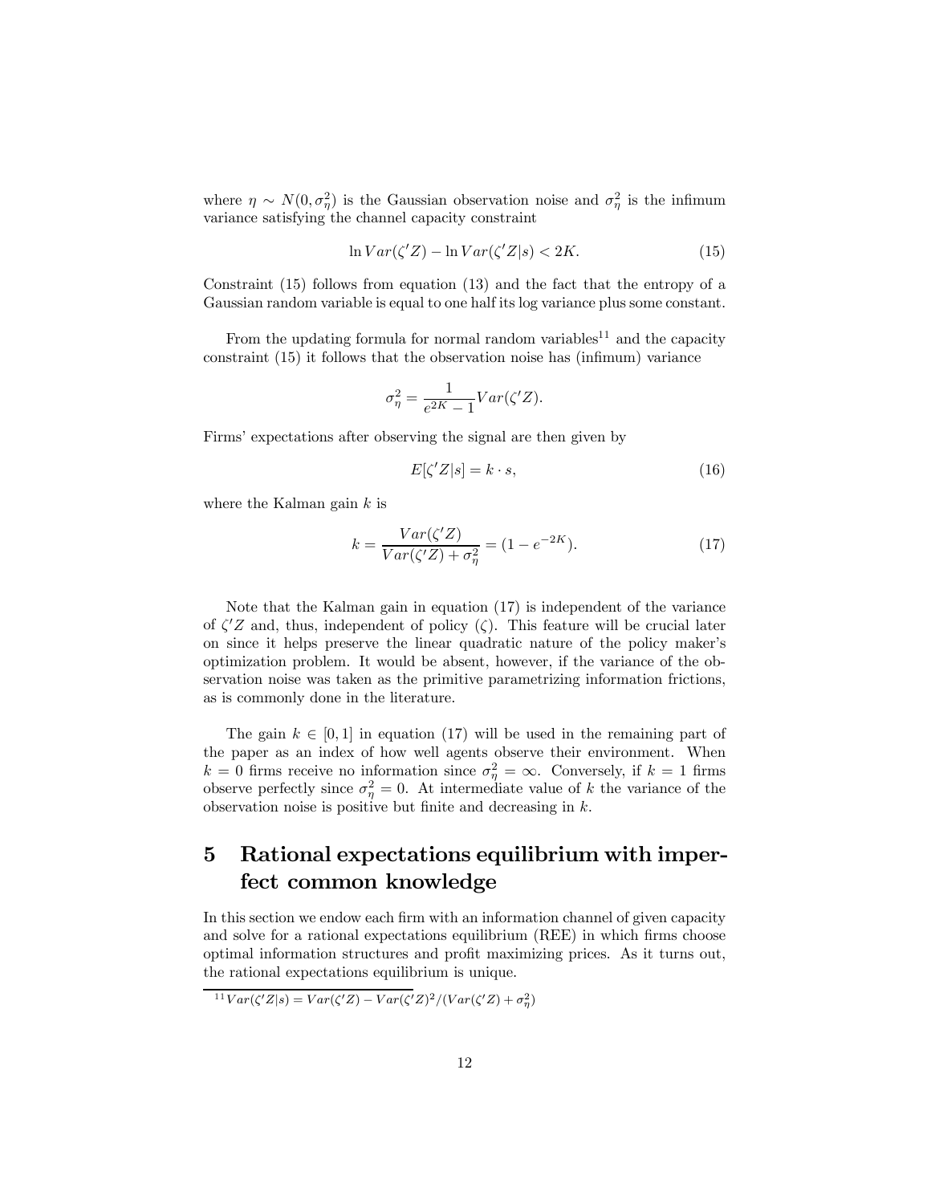where $\eta \sim N(0, \sigma_\eta^2)$ is the Gaussian observation noise and $\sigma_\eta^2$ is the infimum variance satisfying the channel capacity constraint

$$\ln Var(\zeta' Z) - \ln Var(\zeta' Z|s) < 2K. \tag{15}$$

Constraint (15) follows from equation (13) and the fact that the entropy of a Gaussian random variable is equal to one half its log variance plus some constant.

From the updating formula for normal random variables[11] and the capacity constraint (15) it follows that the observation noise has (infimum) variance

$$\sigma_\eta^2 = \frac{1}{e^{2K} - 1} Var(\zeta' Z).$$

Firms' expectations after observing the signal are then given by

$$E[\zeta' Z|s] = k \cdot s, \tag{16}$$

where the Kalman gain $k$ is

$$k = \frac{Var(\zeta' Z)}{Var(\zeta' Z) + \sigma_\eta^2} = (1 - e^{-2K}). \tag{17}$$

Note that the Kalman gain in equation (17) is independent of the variance of $\zeta' Z$ and, thus, independent of policy ($\zeta$). This feature will be crucial later on since it helps preserve the linear quadratic nature of the policy maker's optimization problem. It would be absent, however, if the variance of the observation noise was taken as the primitive parametrizing information frictions, as is commonly done in the literature.

The gain $k \in [0, 1]$ in equation (17) will be used in the remaining part of the paper as an index of how well agents observe their environment. When $k = 0$ firms receive no information since $\sigma_\eta^2 = \infty$. Conversely, if $k = 1$ firms observe perfectly since $\sigma_\eta^2 = 0$. At intermediate value of $k$ the variance of the observation noise is positive but finite and decreasing in $k$.

# 5 Rational expectations equilibrium with imperfect common knowledge

In this section we endow each firm with an information channel of given capacity and solve for a rational expectations equilibrium (REE) in which firms choose optimal information structures and profit maximizing prices. As it turns out, the rational expectations equilibrium is unique.

[11] $Var(\zeta' Z|s) = Var(\zeta' Z) - Var(\zeta' Z)^2 / (Var(\zeta' Z) + \sigma_\eta^2)$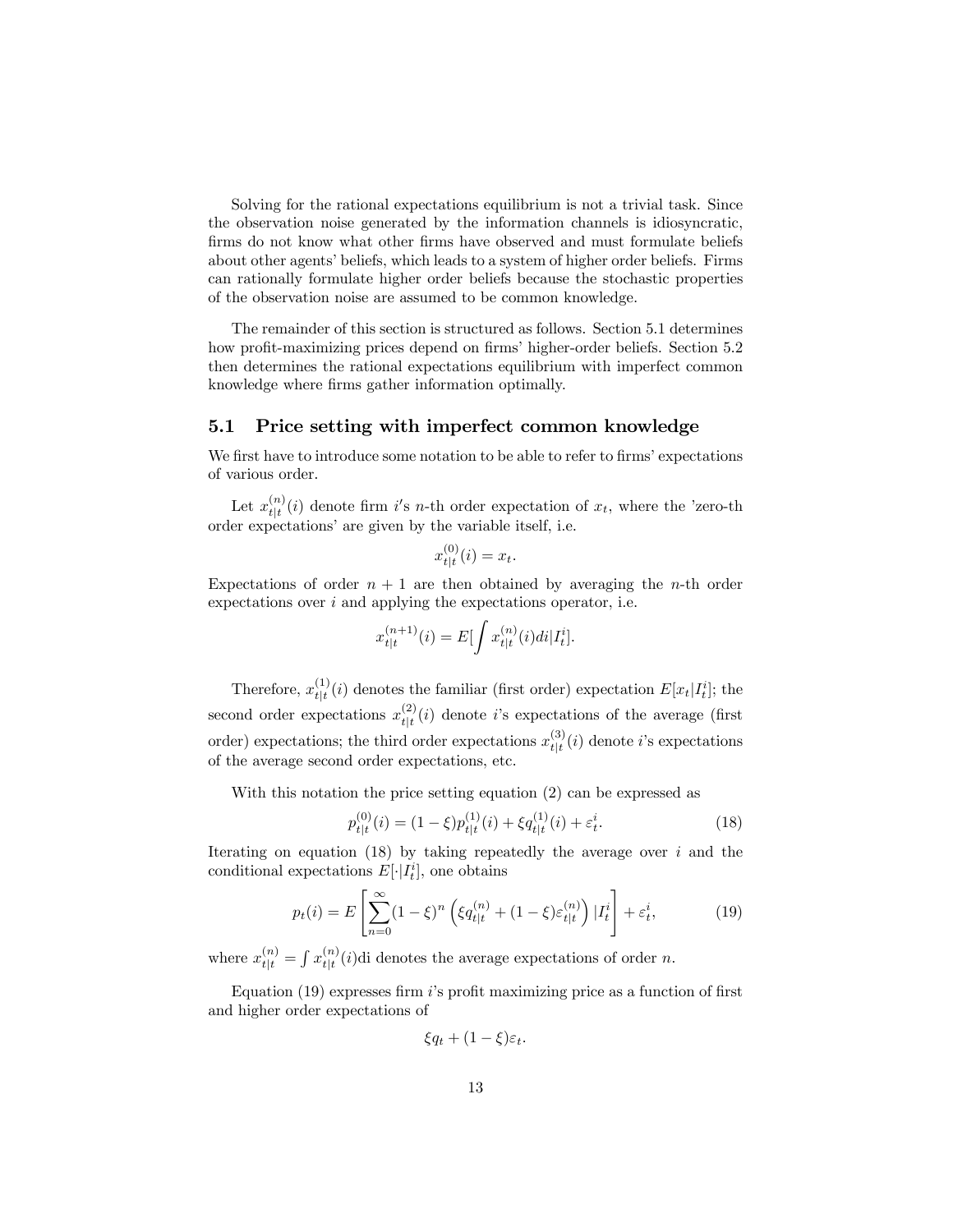Solving for the rational expectations equilibrium is not a trivial task. Since the observation noise generated by the information channels is idiosyncratic, firms do not know what other firms have observed and must formulate beliefs about other agents' beliefs, which leads to a system of higher order beliefs. Firms can rationally formulate higher order beliefs because the stochastic properties of the observation noise are assumed to be common knowledge.

The remainder of this section is structured as follows. Section 5.1 determines how profit-maximizing prices depend on firms' higher-order beliefs. Section 5.2 then determines the rational expectations equilibrium with imperfect common knowledge where firms gather information optimally.

## 5.1 Price setting with imperfect common knowledge

We first have to introduce some notation to be able to refer to firms' expectations of various order.

Let $x_{t|t}^{(n)}(i)$ denote firm $i'$s $n$-th order expectation of $x_t$, where the 'zero-th order expectations' are given by the variable itself, i.e.

$$x_{t|t}^{(0)}(i) = x_t.$$

Expectations of order $n+1$ are then obtained by averaging the $n$-th order expectations over $i$ and applying the expectations operator, i.e.

$$x_{t|t}^{(n+1)}(i) = E[\int x_{t|t}^{(n)}(i)di|I_t^i].$$

Therefore, $x_{t|t}^{(1)}(i)$ denotes the familiar (first order) expectation $E[x_t|I_t^i]$; the second order expectations $x_{t|t}^{(2)}(i)$ denote $i$'s expectations of the average (first order) expectations; the third order expectations $x_{t|t}^{(3)}(i)$ denote $i$'s expectations of the average second order expectations, etc.

With this notation the price setting equation (2) can be expressed as

$$p_{t|t}^{(0)}(i) = (1-\xi)p_{t|t}^{(1)}(i) + \xi q_{t|t}^{(1)}(i) + \varepsilon_t^i. \tag{18}$$

Iterating on equation (18) by taking repeatedly the average over $i$ and the conditional expectations $E[\cdot|I_t^i]$, one obtains

$$p_t(i) = E\left[\sum_{n=0}^{\infty}(1-\xi)^n\left(\xi q_{t|t}^{(n)} + (1-\xi)\varepsilon_{t|t}^{(n)}\right)|I_t^i\right] + \varepsilon_t^i, \tag{19}$$

where $x_{t|t}^{(n)} = \int x_{t|t}^{(n)}(i)$di denotes the average expectations of order $n$.

Equation (19) expresses firm $i$'s profit maximizing price as a function of first and higher order expectations of

$$\xi q_t + (1-\xi)\varepsilon_t.$$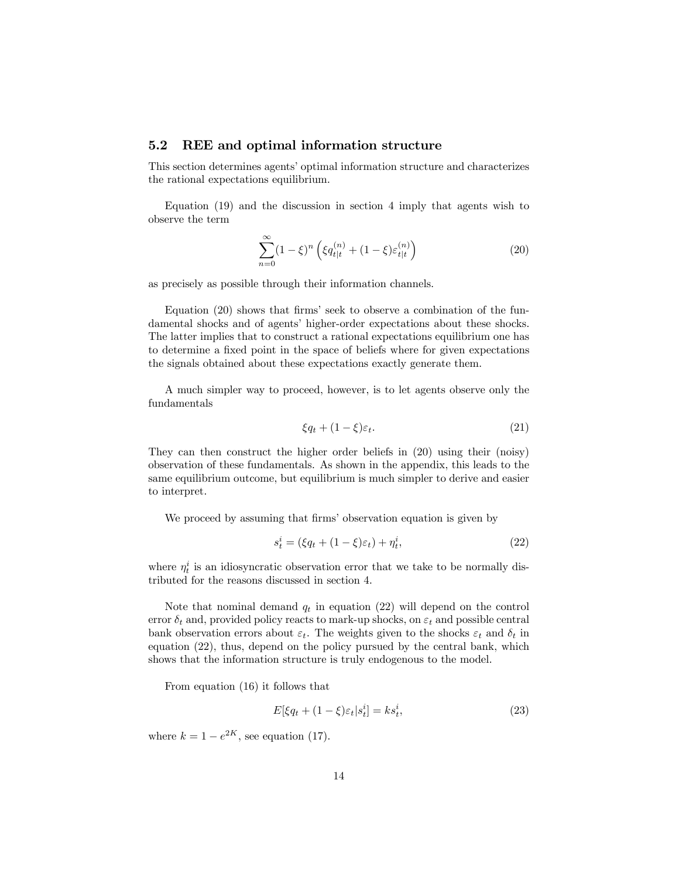### 5.2 REE and optimal information structure

This section determines agents' optimal information structure and characterizes the rational expectations equilibrium.

Equation (19) and the discussion in section 4 imply that agents wish to observe the term

$$\sum_{n=0}^{\infty}(1-\xi)^n\left(\xi q_{t|t}^{(n)}+(1-\xi)\varepsilon_{t|t}^{(n)}\right) \tag{20}$$

as precisely as possible through their information channels.

Equation (20) shows that firms' seek to observe a combination of the fundamental shocks and of agents' higher-order expectations about these shocks. The latter implies that to construct a rational expectations equilibrium one has to determine a fixed point in the space of beliefs where for given expectations the signals obtained about these expectations exactly generate them.

A much simpler way to proceed, however, is to let agents observe only the fundamentals

$$\xi q_t + (1-\xi)\varepsilon_t. \tag{21}$$

They can then construct the higher order beliefs in (20) using their (noisy) observation of these fundamentals. As shown in the appendix, this leads to the same equilibrium outcome, but equilibrium is much simpler to derive and easier to interpret.

We proceed by assuming that firms' observation equation is given by

$$s_t^i = (\xi q_t + (1-\xi)\varepsilon_t) + \eta_t^i, \tag{22}$$

where $\eta_t^i$ is an idiosyncratic observation error that we take to be normally distributed for the reasons discussed in section 4.

Note that nominal demand $q_t$ in equation (22) will depend on the control error $\delta_t$ and, provided policy reacts to mark-up shocks, on $\varepsilon_t$ and possible central bank observation errors about $\varepsilon_t$. The weights given to the shocks $\varepsilon_t$ and $\delta_t$ in equation (22), thus, depend on the policy pursued by the central bank, which shows that the information structure is truly endogenous to the model.

From equation (16) it follows that

$$E[\xi q_t + (1-\xi)\varepsilon_t | s_t^i] = k s_t^i, \tag{23}$$

where $k = 1 - e^{2K}$, see equation (17).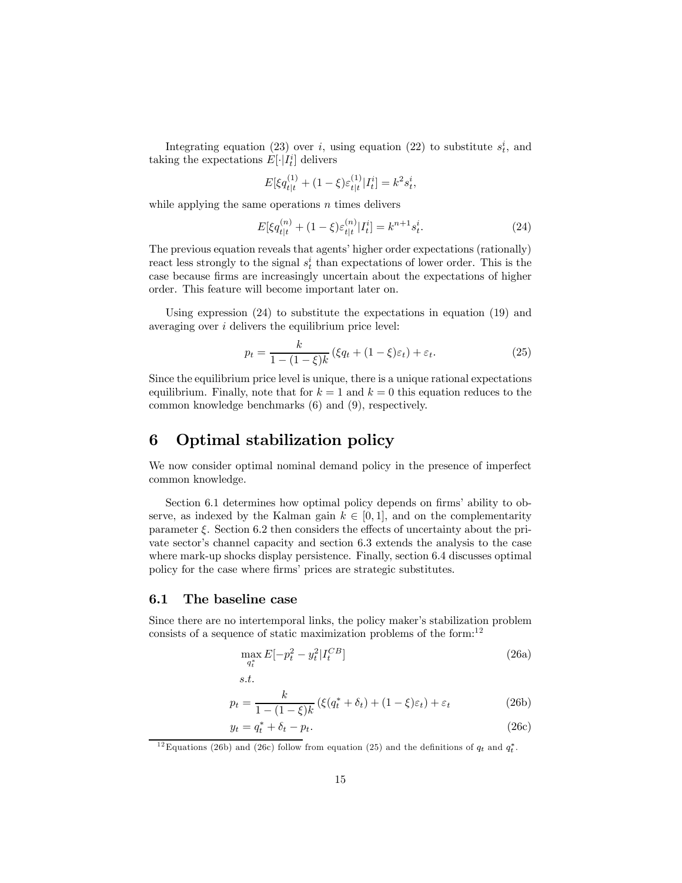Integrating equation (23) over $i$, using equation (22) to substitute $s_t^i$, and taking the expectations $E[\cdot|I_t^i]$ delivers

$$E[\xi q_{t|t}^{(1)} + (1-\xi)\varepsilon_{t|t}^{(1)}|I_t^i] = k^2 s_t^i,$$

while applying the same operations $n$ times delivers

$$E[\xi q_{t|t}^{(n)} + (1-\xi)\varepsilon_{t|t}^{(n)}|I_t^i] = k^{n+1} s_t^i. \tag{24}$$

The previous equation reveals that agents' higher order expectations (rationally) react less strongly to the signal $s_t^i$ than expectations of lower order. This is the case because firms are increasingly uncertain about the expectations of higher order. This feature will become important later on.

Using expression (24) to substitute the expectations in equation (19) and averaging over $i$ delivers the equilibrium price level:

$$p_t = \frac{k}{1-(1-\xi)k}\left(\xi q_t + (1-\xi)\varepsilon_t\right) + \varepsilon_t. \tag{25}$$

Since the equilibrium price level is unique, there is a unique rational expectations equilibrium. Finally, note that for $k=1$ and $k=0$ this equation reduces to the common knowledge benchmarks (6) and (9), respectively.

# 6 Optimal stabilization policy

We now consider optimal nominal demand policy in the presence of imperfect common knowledge.

Section 6.1 determines how optimal policy depends on firms' ability to observe, as indexed by the Kalman gain $k \in [0,1]$, and on the complementarity parameter $\xi$. Section 6.2 then considers the effects of uncertainty about the private sector's channel capacity and section 6.3 extends the analysis to the case where mark-up shocks display persistence. Finally, section 6.4 discusses optimal policy for the case where firms' prices are strategic substitutes.

## 6.1 The baseline case

Since there are no intertemporal links, the policy maker's stabilization problem consists of a sequence of static maximization problems of the form:[12]

$$\max_{q_t^*} E[-p_t^2 - y_t^2|I_t^{CB}] \tag{26a}$$

$$s.t.$$

$$p_t = \frac{k}{1-(1-\xi)k}\left(\xi(q_t^* + \delta_t) + (1-\xi)\varepsilon_t\right) + \varepsilon_t \tag{26b}$$

$$y_t = q_t^* + \delta_t - p_t. \tag{26c}$$

[12] Equations (26b) and (26c) follow from equation (25) and the definitions of $q_t$ and $q_t^*$.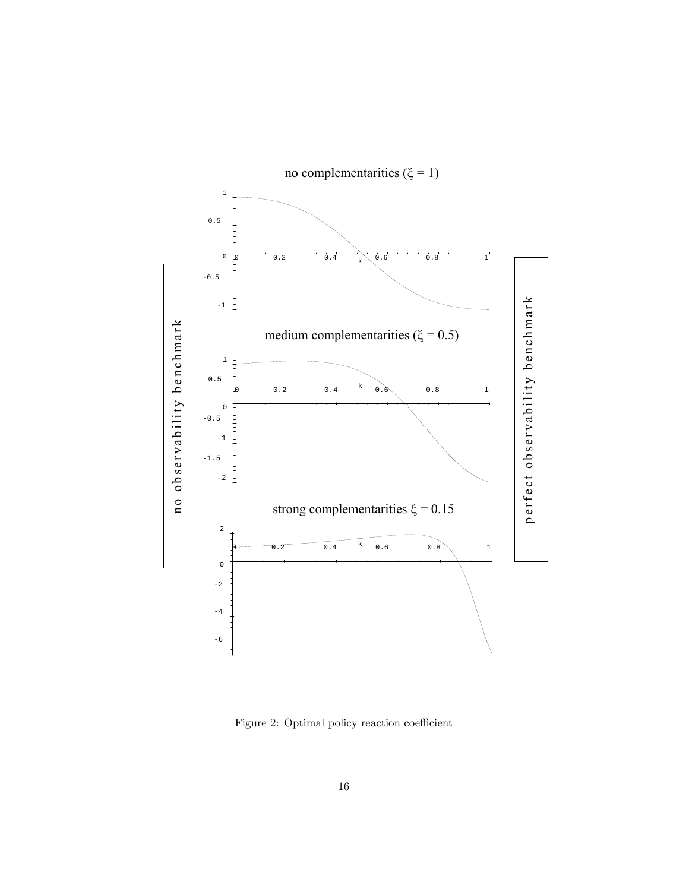no complementarities ($\xi = 1$)

medium complementarities ($\xi = 0.5$)

strong complementarities $\xi = 0.15$

no observability benchmark

perfect observability benchmark

Figure 2: Optimal policy reaction coefficient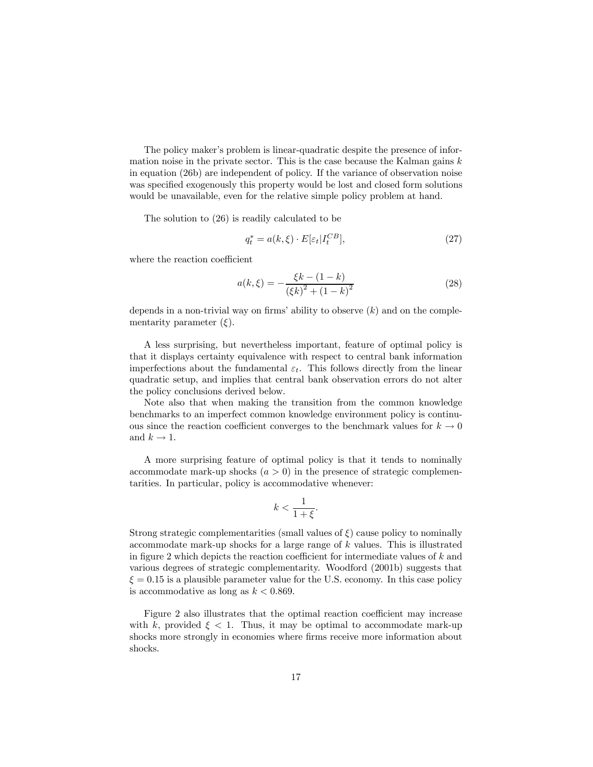The policy maker's problem is linear-quadratic despite the presence of information noise in the private sector. This is the case because the Kalman gains $k$ in equation (26b) are independent of policy. If the variance of observation noise was specified exogenously this property would be lost and closed form solutions would be unavailable, even for the relative simple policy problem at hand.

The solution to (26) is readily calculated to be

$$q_t^* = a(k, \xi) \cdot E[\varepsilon_t | I_t^{CB}], \tag{27}$$

where the reaction coefficient

$$a(k, \xi) = -\frac{\xi k - (1-k)}{(\xi k)^2 + (1-k)^2} \tag{28}$$

depends in a non-trivial way on firms' ability to observe ($k$) and on the complementarity parameter ($\xi$).

A less surprising, but nevertheless important, feature of optimal policy is that it displays certainty equivalence with respect to central bank information imperfections about the fundamental $\varepsilon_t$. This follows directly from the linear quadratic setup, and implies that central bank observation errors do not alter the policy conclusions derived below.

Note also that when making the transition from the common knowledge benchmarks to an imperfect common knowledge environment policy is continuous since the reaction coefficient converges to the benchmark values for $k \to 0$ and $k \to 1$.

A more surprising feature of optimal policy is that it tends to nominally accommodate mark-up shocks ($a > 0$) in the presence of strategic complementarities. In particular, policy is accommodative whenever:

$$k < \frac{1}{1+\xi}.$$

Strong strategic complementarities (small values of $\xi$) cause policy to nominally accommodate mark-up shocks for a large range of $k$ values. This is illustrated in figure 2 which depicts the reaction coefficient for intermediate values of $k$ and various degrees of strategic complementarity. Woodford (2001b) suggests that $\xi = 0.15$ is a plausible parameter value for the U.S. economy. In this case policy is accommodative as long as $k < 0.869$.

Figure 2 also illustrates that the optimal reaction coefficient may increase with $k$, provided $\xi < 1$. Thus, it may be optimal to accommodate mark-up shocks more strongly in economies where firms receive more information about shocks.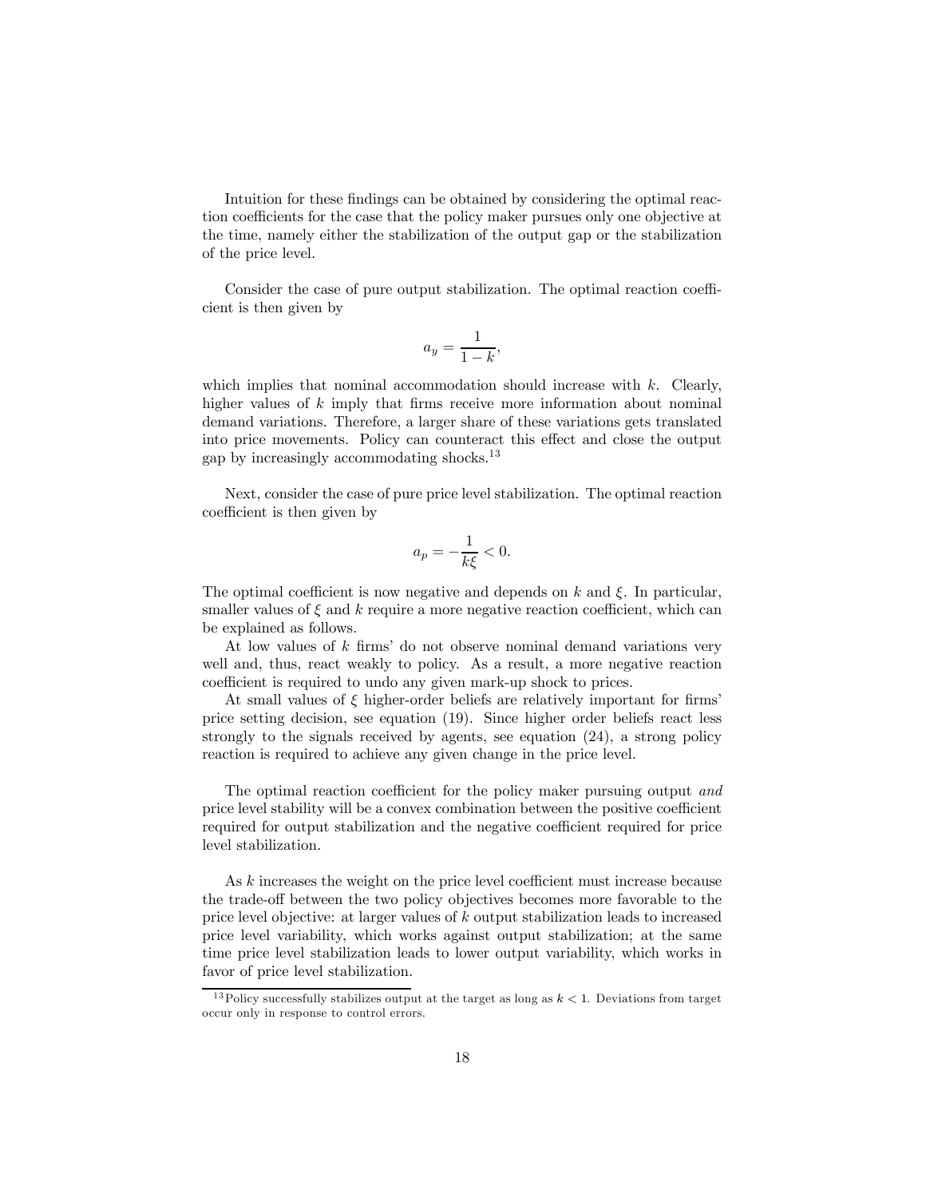Intuition for these findings can be obtained by considering the optimal reaction coefficients for the case that the policy maker pursues only one objective at the time, namely either the stabilization of the output gap or the stabilization of the price level.

Consider the case of pure output stabilization. The optimal reaction coefficient is then given by

$$a_y = \frac{1}{1-k},$$

which implies that nominal accommodation should increase with $k$. Clearly, higher values of $k$ imply that firms receive more information about nominal demand variations. Therefore, a larger share of these variations gets translated into price movements. Policy can counteract this effect and close the output gap by increasingly accommodating shocks.[13]

Next, consider the case of pure price level stabilization. The optimal reaction coefficient is then given by

$$a_p = -\frac{1}{k\xi} < 0.$$

The optimal coefficient is now negative and depends on $k$ and $\xi$. In particular, smaller values of $\xi$ and $k$ require a more negative reaction coefficient, which can be explained as follows.

At low values of $k$ firms' do not observe nominal demand variations very well and, thus, react weakly to policy. As a result, a more negative reaction coefficient is required to undo any given mark-up shock to prices.

At small values of $\xi$ higher-order beliefs are relatively important for firms' price setting decision, see equation (19). Since higher order beliefs react less strongly to the signals received by agents, see equation (24), a strong policy reaction is required to achieve any given change in the price level.

The optimal reaction coefficient for the policy maker pursuing output *and* price level stability will be a convex combination between the positive coefficient required for output stabilization and the negative coefficient required for price level stabilization.

As $k$ increases the weight on the price level coefficient must increase because the trade-off between the two policy objectives becomes more favorable to the price level objective: at larger values of $k$ output stabilization leads to increased price level variability, which works against output stabilization; at the same time price level stabilization leads to lower output variability, which works in favor of price level stabilization.

[13] Policy successfully stabilizes output at the target as long as $k < 1$. Deviations from target occur only in response to control errors.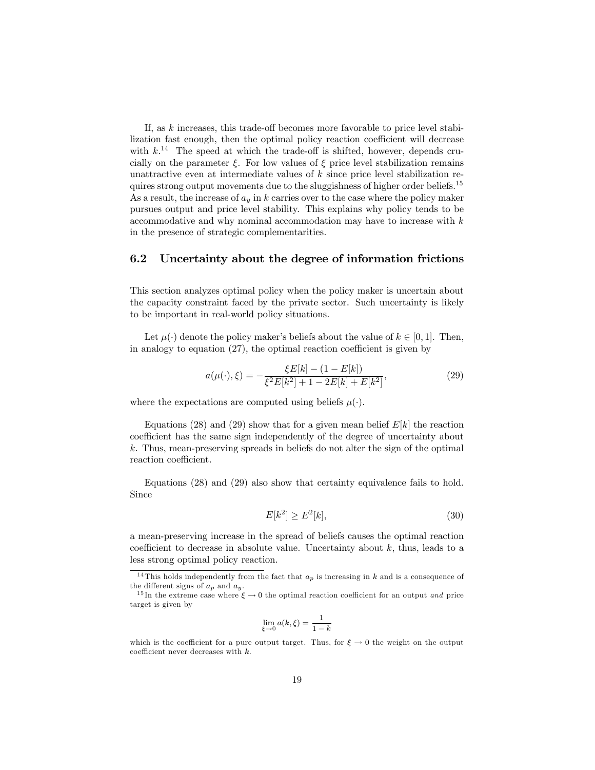If, as $k$ increases, this trade-off becomes more favorable to price level stabilization fast enough, then the optimal policy reaction coefficient will decrease with $k$.[14] The speed at which the trade-off is shifted, however, depends crucially on the parameter $\xi$. For low values of $\xi$ price level stabilization remains unattractive even at intermediate values of $k$ since price level stabilization requires strong output movements due to the sluggishness of higher order beliefs.[15] As a result, the increase of $a_y$ in $k$ carries over to the case where the policy maker pursues output and price level stability. This explains why policy tends to be accommodative and why nominal accommodation may have to increase with $k$ in the presence of strategic complementarities.

## 6.2 Uncertainty about the degree of information frictions

This section analyzes optimal policy when the policy maker is uncertain about the capacity constraint faced by the private sector. Such uncertainty is likely to be important in real-world policy situations.

Let $\mu(\cdot)$ denote the policy maker's beliefs about the value of $k \in [0,1]$. Then, in analogy to equation (27), the optimal reaction coefficient is given by

$$a(\mu(\cdot), \xi) = -\frac{\xi E[k] - (1 - E[k])}{\xi^2 E[k^2] + 1 - 2E[k] + E[k^2]}, \tag{29}$$

where the expectations are computed using beliefs $\mu(\cdot)$.

Equations (28) and (29) show that for a given mean belief $E[k]$ the reaction coefficient has the same sign independently of the degree of uncertainty about $k$. Thus, mean-preserving spreads in beliefs do not alter the sign of the optimal reaction coefficient.

Equations (28) and (29) also show that certainty equivalence fails to hold. Since

$$E[k^2] \geq E^2[k], \tag{30}$$

a mean-preserving increase in the spread of beliefs causes the optimal reaction coefficient to decrease in absolute value. Uncertainty about $k$, thus, leads to a less strong optimal policy reaction.

---

[14] This holds independently from the fact that $a_p$ is increasing in $k$ and is a consequence of the different signs of $a_p$ and $a_y$.

[15] In the extreme case where $\xi \to 0$ the optimal reaction coefficient for an output *and* price target is given by

$$\lim_{\xi \to 0} a(k, \xi) = \frac{1}{1-k}$$

which is the coefficient for a pure output target. Thus, for $\xi \to 0$ the weight on the output coefficient never decreases with $k$.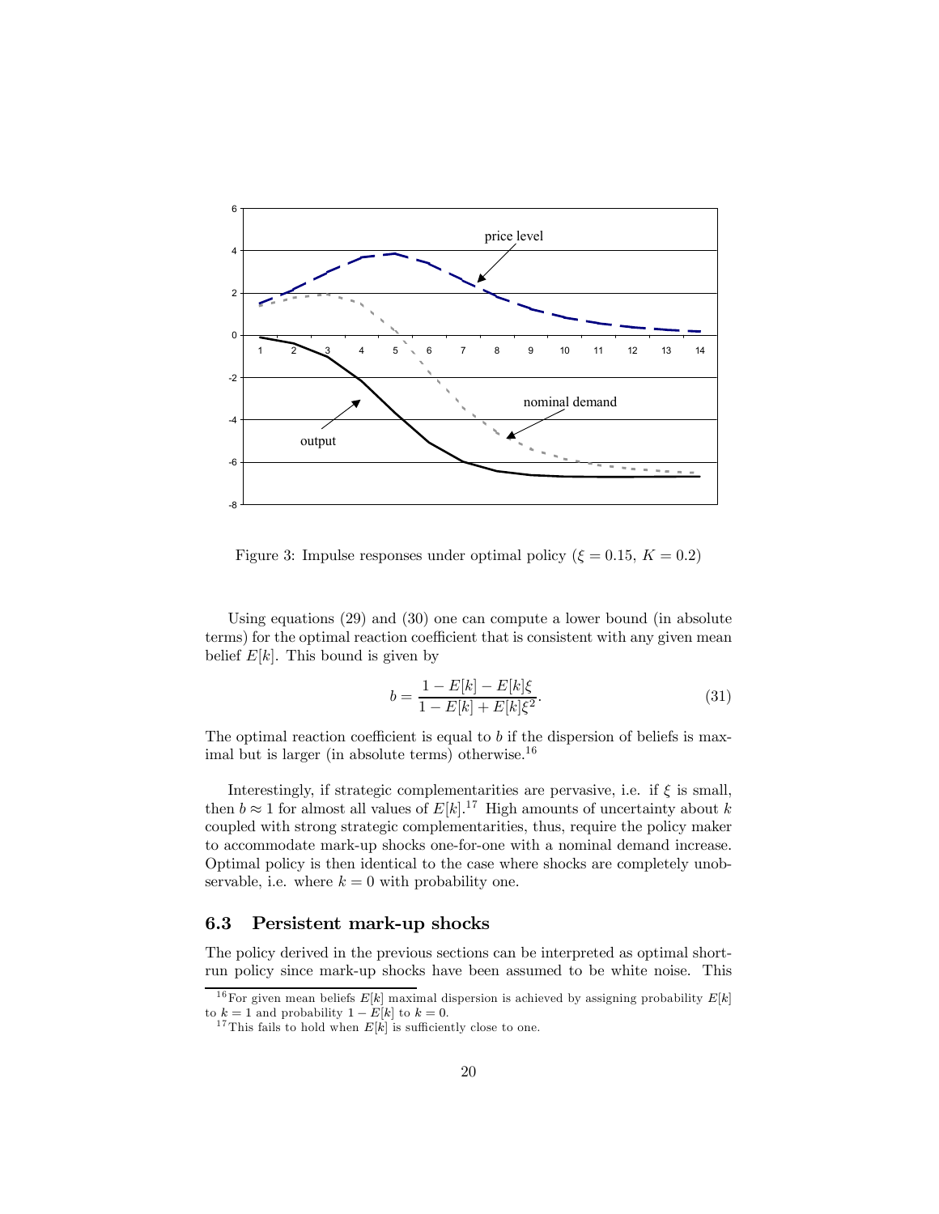Figure 3: Impulse responses under optimal policy ($\xi = 0.15$, $K = 0.2$)

Using equations (29) and (30) one can compute a lower bound (in absolute terms) for the optimal reaction coefficient that is consistent with any given mean belief $E[k]$. This bound is given by

$$b = \frac{1 - E[k] - E[k]\xi}{1 - E[k] + E[k]\xi^2}. \tag{31}$$

The optimal reaction coefficient is equal to $b$ if the dispersion of beliefs is maximal but is larger (in absolute terms) otherwise.[16]

Interestingly, if strategic complementarities are pervasive, i.e. if $\xi$ is small, then $b \approx 1$ for almost all values of $E[k]$.[17] High amounts of uncertainty about $k$ coupled with strong strategic complementarities, thus, require the policy maker to accommodate mark-up shocks one-for-one with a nominal demand increase. Optimal policy is then identical to the case where shocks are completely unobservable, i.e. where $k = 0$ with probability one.

### 6.3 Persistent mark-up shocks

The policy derived in the previous sections can be interpreted as optimal short-run policy since mark-up shocks have been assumed to be white noise. This

[16] For given mean beliefs $E[k]$ maximal dispersion is achieved by assigning probability $E[k]$ to $k = 1$ and probability $1 - E[k]$ to $k = 0$.

[17] This fails to hold when $E[k]$ is sufficiently close to one.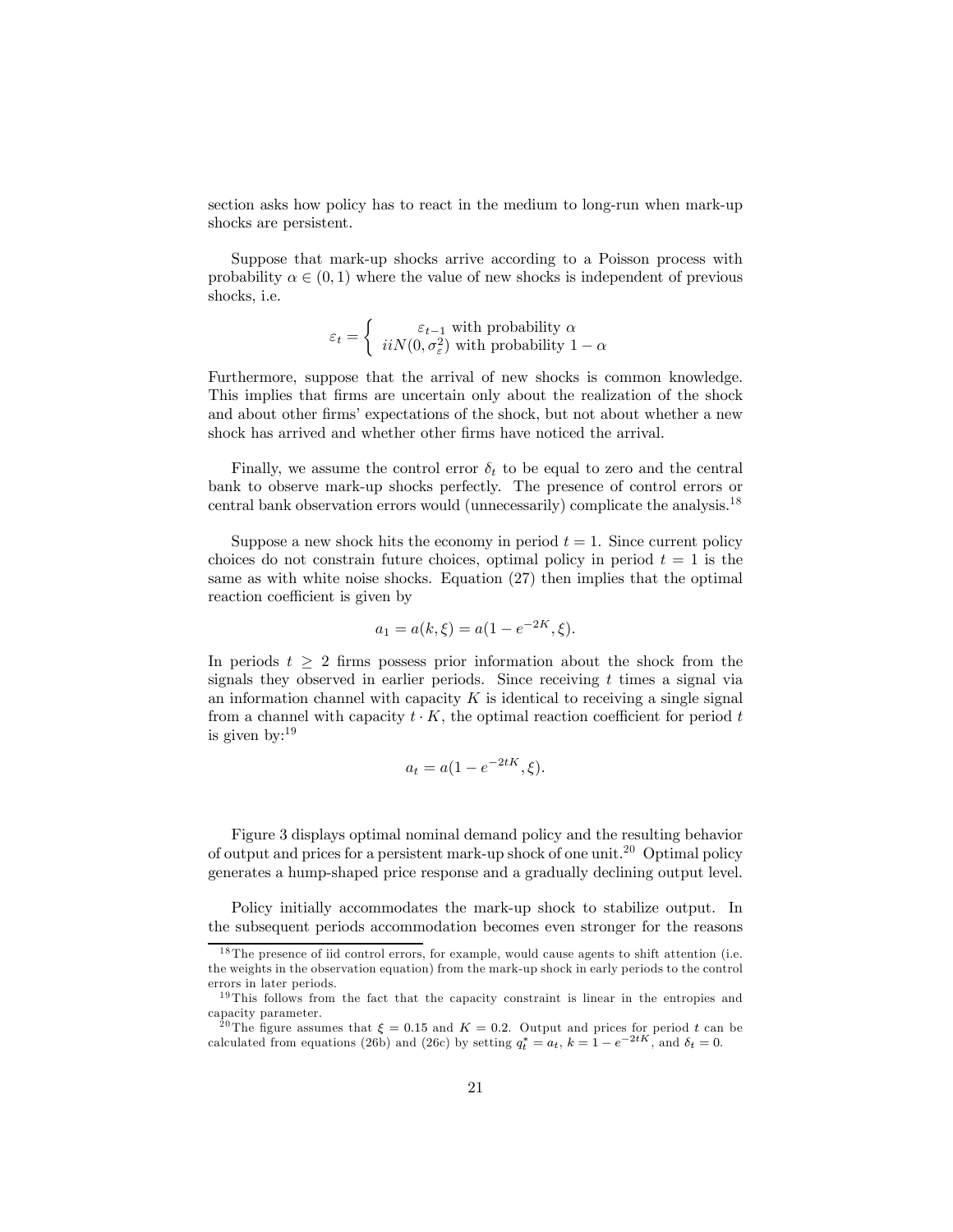section asks how policy has to react in the medium to long-run when mark-up shocks are persistent.

Suppose that mark-up shocks arrive according to a Poisson process with probability $\alpha \in (0, 1)$ where the value of new shocks is independent of previous shocks, i.e.

$$\varepsilon_t = \begin{cases} \varepsilon_{t-1} \text{ with probability } \alpha \\ iiN(0, \sigma_\varepsilon^2) \text{ with probability } 1 - \alpha \end{cases}$$

Furthermore, suppose that the arrival of new shocks is common knowledge. This implies that firms are uncertain only about the realization of the shock and about other firms' expectations of the shock, but not about whether a new shock has arrived and whether other firms have noticed the arrival.

Finally, we assume the control error $\delta_t$ to be equal to zero and the central bank to observe mark-up shocks perfectly. The presence of control errors or central bank observation errors would (unnecessarily) complicate the analysis.[18]

Suppose a new shock hits the economy in period $t = 1$. Since current policy choices do not constrain future choices, optimal policy in period $t = 1$ is the same as with white noise shocks. Equation (27) then implies that the optimal reaction coefficient is given by

$$a_1 = a(k, \xi) = a(1 - e^{-2K}, \xi).$$

In periods $t \geq 2$ firms possess prior information about the shock from the signals they observed in earlier periods. Since receiving $t$ times a signal via an information channel with capacity $K$ is identical to receiving a single signal from a channel with capacity $t \cdot K$, the optimal reaction coefficient for period $t$ is given by:[19]

$$a_t = a(1 - e^{-2tK}, \xi).$$

Figure 3 displays optimal nominal demand policy and the resulting behavior of output and prices for a persistent mark-up shock of one unit.[20] Optimal policy generates a hump-shaped price response and a gradually declining output level.

Policy initially accommodates the mark-up shock to stabilize output. In the subsequent periods accommodation becomes even stronger for the reasons

[18] The presence of iid control errors, for example, would cause agents to shift attention (i.e. the weights in the observation equation) from the mark-up shock in early periods to the control errors in later periods.

[19] This follows from the fact that the capacity constraint is linear in the entropies and capacity parameter.

[20] The figure assumes that $\xi = 0.15$ and $K = 0.2$. Output and prices for period $t$ can be calculated from equations (26b) and (26c) by setting $q_t^* = a_t$, $k = 1 - e^{-2tK}$, and $\delta_t = 0$.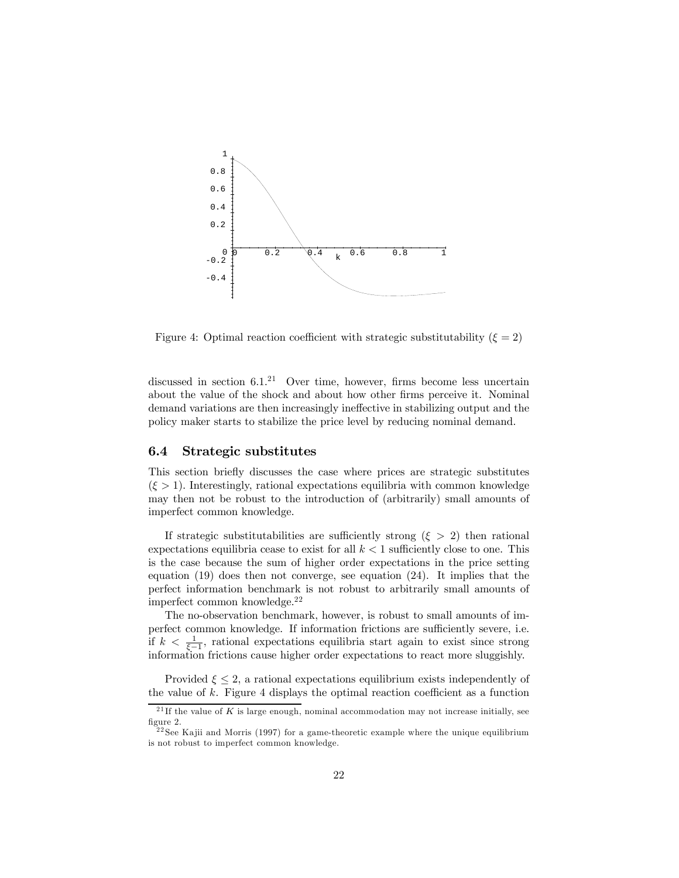Figure 4: Optimal reaction coefficient with strategic substitutability ($\xi = 2$)

discussed in section 6.1.[21] Over time, however, firms become less uncertain about the value of the shock and about how other firms perceive it. Nominal demand variations are then increasingly ineffective in stabilizing output and the policy maker starts to stabilize the price level by reducing nominal demand.

### 6.4 Strategic substitutes

This section briefly discusses the case where prices are strategic substitutes ($\xi > 1$). Interestingly, rational expectations equilibria with common knowledge may then not be robust to the introduction of (arbitrarily) small amounts of imperfect common knowledge.

If strategic substitutabilities are sufficiently strong ($\xi > 2$) then rational expectations equilibria cease to exist for all $k < 1$ sufficiently close to one. This is the case because the sum of higher order expectations in the price setting equation (19) does then not converge, see equation (24). It implies that the perfect information benchmark is not robust to arbitrarily small amounts of imperfect common knowledge.[22]

The no-observation benchmark, however, is robust to small amounts of imperfect common knowledge. If information frictions are sufficiently severe, i.e. if $k < \frac{1}{\xi - 1}$, rational expectations equilibria start again to exist since strong information frictions cause higher order expectations to react more sluggishly.

Provided $\xi \leq 2$, a rational expectations equilibrium exists independently of the value of $k$. Figure 4 displays the optimal reaction coefficient as a function

[21] If the value of $K$ is large enough, nominal accommodation may not increase initially, see figure 2.

[22] See Kajii and Morris (1997) for a game-theoretic example where the unique equilibrium is not robust to imperfect common knowledge.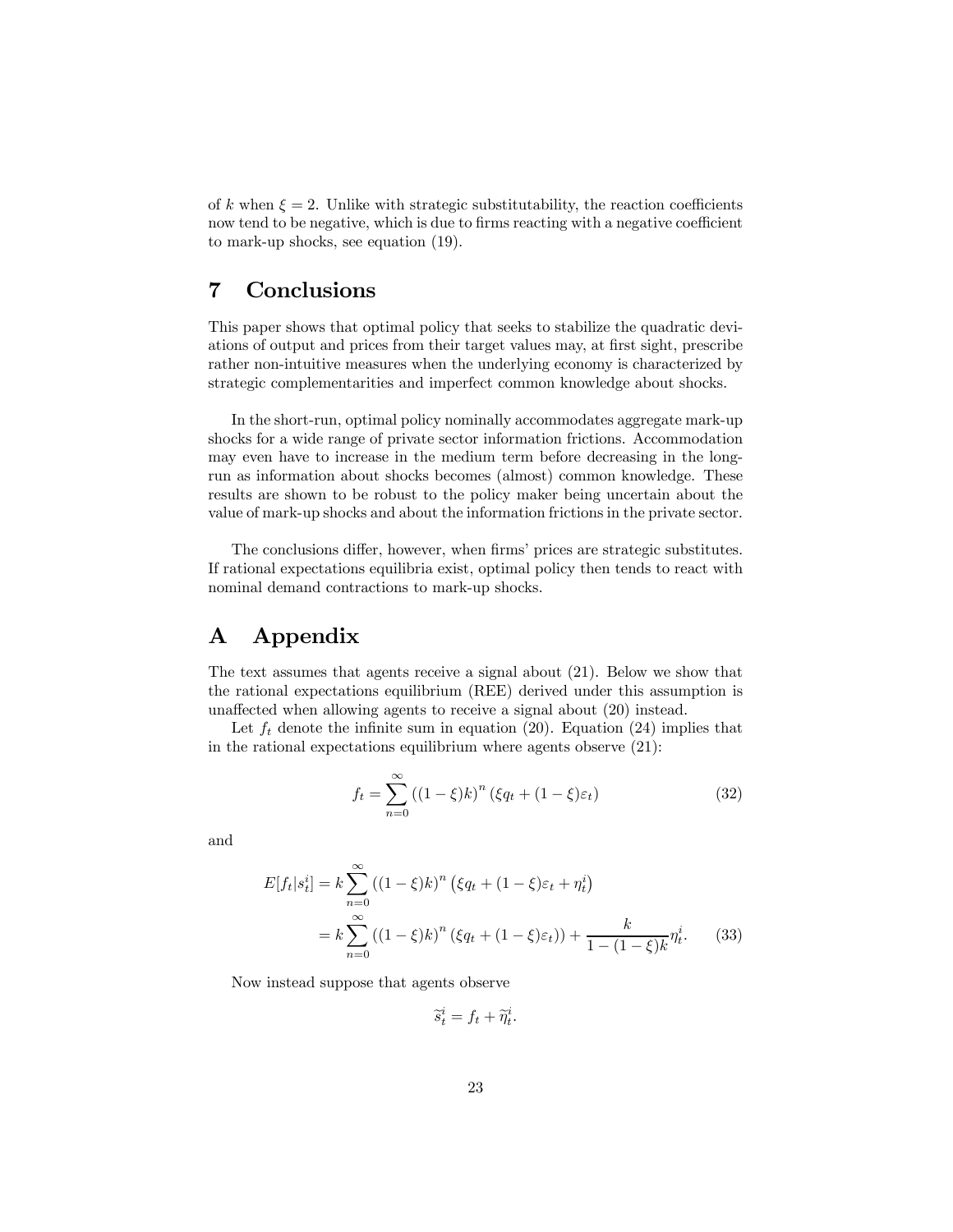of $k$ when $\xi = 2$. Unlike with strategic substitutability, the reaction coefficients now tend to be negative, which is due to firms reacting with a negative coefficient to mark-up shocks, see equation (19).

# 7 Conclusions

This paper shows that optimal policy that seeks to stabilize the quadratic deviations of output and prices from their target values may, at first sight, prescribe rather non-intuitive measures when the underlying economy is characterized by strategic complementarities and imperfect common knowledge about shocks.

In the short-run, optimal policy nominally accommodates aggregate mark-up shocks for a wide range of private sector information frictions. Accommodation may even have to increase in the medium term before decreasing in the long-run as information about shocks becomes (almost) common knowledge. These results are shown to be robust to the policy maker being uncertain about the value of mark-up shocks and about the information frictions in the private sector.

The conclusions differ, however, when firms' prices are strategic substitutes. If rational expectations equilibria exist, optimal policy then tends to react with nominal demand contractions to mark-up shocks.

# A Appendix

The text assumes that agents receive a signal about (21). Below we show that the rational expectations equilibrium (REE) derived under this assumption is unaffected when allowing agents to receive a signal about (20) instead.

Let $f_t$ denote the infinite sum in equation (20). Equation (24) implies that in the rational expectations equilibrium where agents observe (21):

$$f_t = \sum_{n=0}^{\infty} \left((1-\xi)k\right)^n \left(\xi q_t + (1-\xi)\varepsilon_t\right) \tag{32}$$

and

$$\begin{aligned} E[f_t|s_t^i] &= k \sum_{n=0}^{\infty} \left((1-\xi)k\right)^n \left(\xi q_t + (1-\xi)\varepsilon_t + \eta_t^i\right) \\ &= k \sum_{n=0}^{\infty} \left((1-\xi)k\right)^n \left(\xi q_t + (1-\xi)\varepsilon_t\right) + \frac{k}{1-(1-\xi)k}\eta_t^i. \end{aligned} \tag{33}$$

Now instead suppose that agents observe

$$\widetilde{s}_t^i = f_t + \widetilde{\eta}_t^i.$$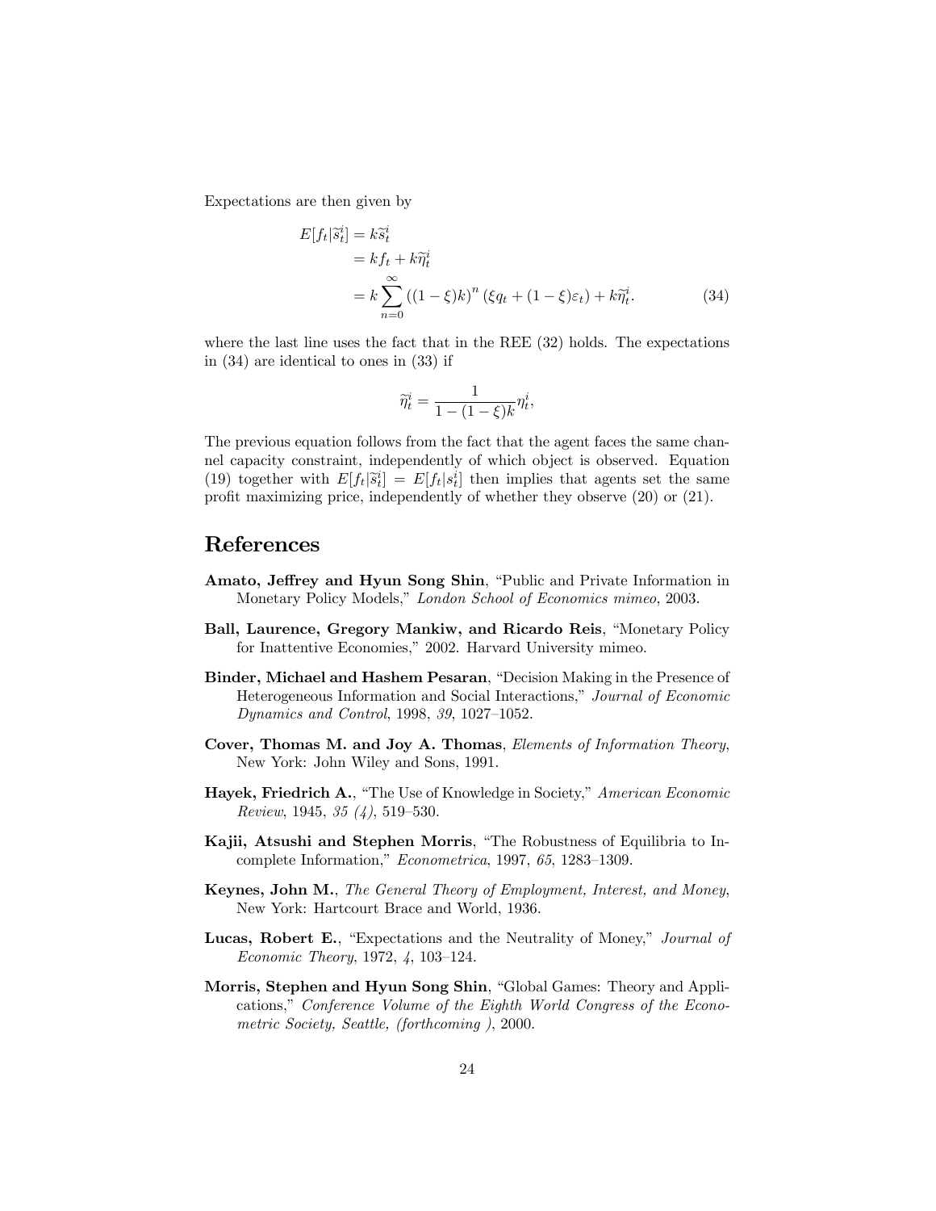Expectations are then given by

$$
\begin{aligned}
E[f_t|\widetilde{s}_t^i] &= k\widetilde{s}_t^i \\
&= kf_t + k\widetilde{\eta}_t^i \\
&= k\sum_{n=0}^{\infty}\left((1-\xi)k\right)^n\left(\xi q_t + (1-\xi)\varepsilon_t\right) + k\widetilde{\eta}_t^i. \qquad (34)
\end{aligned}
$$

where the last line uses the fact that in the REE (32) holds. The expectations in (34) are identical to ones in (33) if

$$
\widetilde{\eta}_t^i = \frac{1}{1-(1-\xi)k}\eta_t^i,
$$

The previous equation follows from the fact that the agent faces the same channel capacity constraint, independently of which object is observed. Equation (19) together with $E[f_t|\widetilde{s}_t^i] = E[f_t|s_t^i]$ then implies that agents set the same profit maximizing price, independently of whether they observe (20) or (21).

# References

**Amato, Jeffrey and Hyun Song Shin**, "Public and Private Information in Monetary Policy Models," *London School of Economics mimeo*, 2003.

**Ball, Laurence, Gregory Mankiw, and Ricardo Reis**, "Monetary Policy for Inattentive Economies," 2002. Harvard University mimeo.

**Binder, Michael and Hashem Pesaran**, "Decision Making in the Presence of Heterogeneous Information and Social Interactions," *Journal of Economic Dynamics and Control*, 1998, *39*, 1027–1052.

**Cover, Thomas M. and Joy A. Thomas**, *Elements of Information Theory*, New York: John Wiley and Sons, 1991.

**Hayek, Friedrich A.**, "The Use of Knowledge in Society," *American Economic Review*, 1945, *35 (4)*, 519–530.

**Kajii, Atsushi and Stephen Morris**, "The Robustness of Equilibria to Incomplete Information," *Econometrica*, 1997, *65*, 1283–1309.

**Keynes, John M.**, *The General Theory of Employment, Interest, and Money*, New York: Hartcourt Brace and World, 1936.

**Lucas, Robert E.**, "Expectations and the Neutrality of Money," *Journal of Economic Theory*, 1972, *4*, 103–124.

**Morris, Stephen and Hyun Song Shin**, "Global Games: Theory and Applications," *Conference Volume of the Eighth World Congress of the Econometric Society, Seattle, (forthcoming )*, 2000.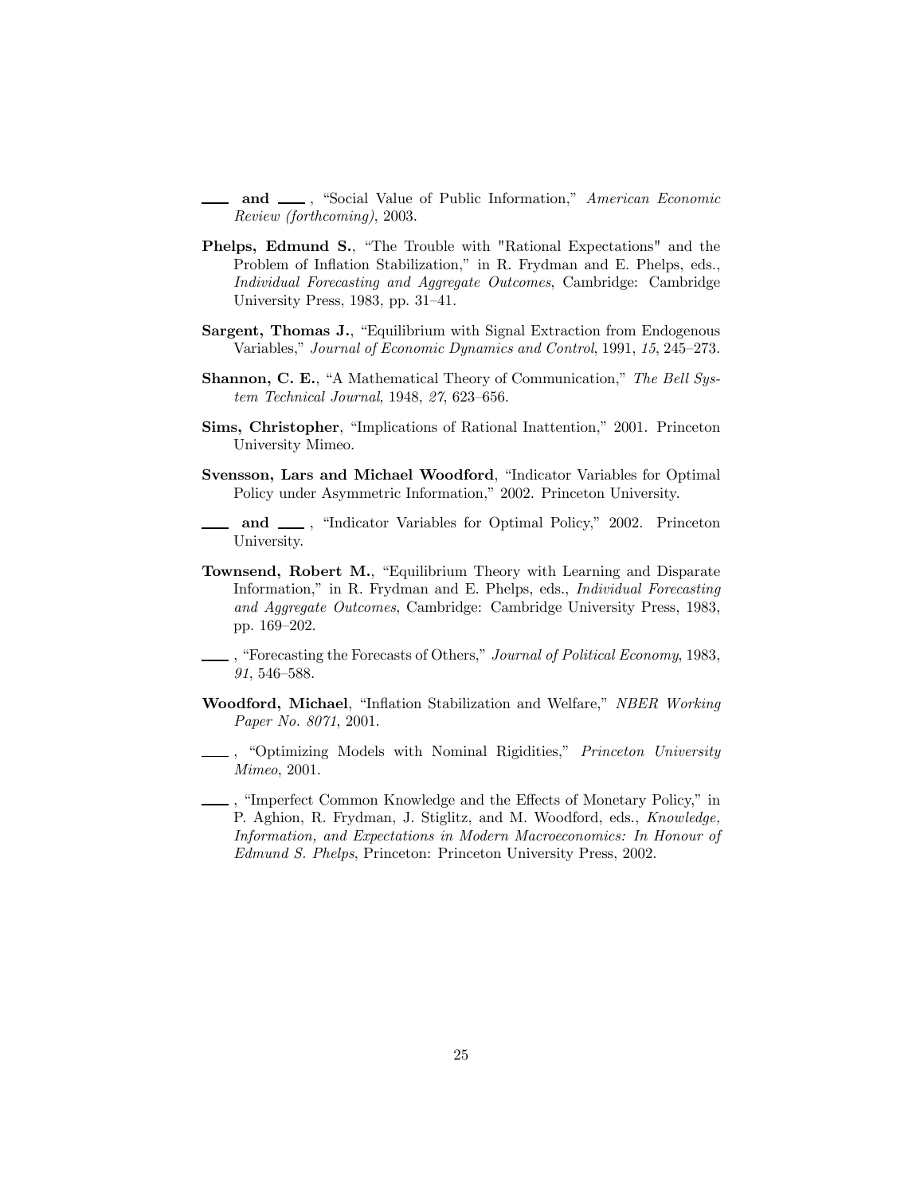\_\_\_\_ **and** \_\_\_\_ , "Social Value of Public Information," *American Economic Review (forthcoming)*, 2003.

**Phelps, Edmund S.**, "The Trouble with "Rational Expectations" and the Problem of Inflation Stabilization," in R. Frydman and E. Phelps, eds., *Individual Forecasting and Aggregate Outcomes*, Cambridge: Cambridge University Press, 1983, pp. 31–41.

**Sargent, Thomas J.**, "Equilibrium with Signal Extraction from Endogenous Variables," *Journal of Economic Dynamics and Control*, 1991, *15*, 245–273.

**Shannon, C. E.**, "A Mathematical Theory of Communication," *The Bell System Technical Journal*, 1948, *27*, 623–656.

**Sims, Christopher**, "Implications of Rational Inattention," 2001. Princeton University Mimeo.

**Svensson, Lars and Michael Woodford**, "Indicator Variables for Optimal Policy under Asymmetric Information," 2002. Princeton University.

\_\_\_\_ **and** \_\_\_\_ , "Indicator Variables for Optimal Policy," 2002. Princeton University.

**Townsend, Robert M.**, "Equilibrium Theory with Learning and Disparate Information," in R. Frydman and E. Phelps, eds., *Individual Forecasting and Aggregate Outcomes*, Cambridge: Cambridge University Press, 1983, pp. 169–202.

\_\_\_\_ , "Forecasting the Forecasts of Others," *Journal of Political Economy*, 1983, *91*, 546–588.

**Woodford, Michael**, "Inflation Stabilization and Welfare," *NBER Working Paper No. 8071*, 2001.

\_\_\_\_ , "Optimizing Models with Nominal Rigidities," *Princeton University Mimeo*, 2001.

\_\_\_\_ , "Imperfect Common Knowledge and the Effects of Monetary Policy," in P. Aghion, R. Frydman, J. Stiglitz, and M. Woodford, eds., *Knowledge, Information, and Expectations in Modern Macroeconomics: In Honour of Edmund S. Phelps*, Princeton: Princeton University Press, 2002.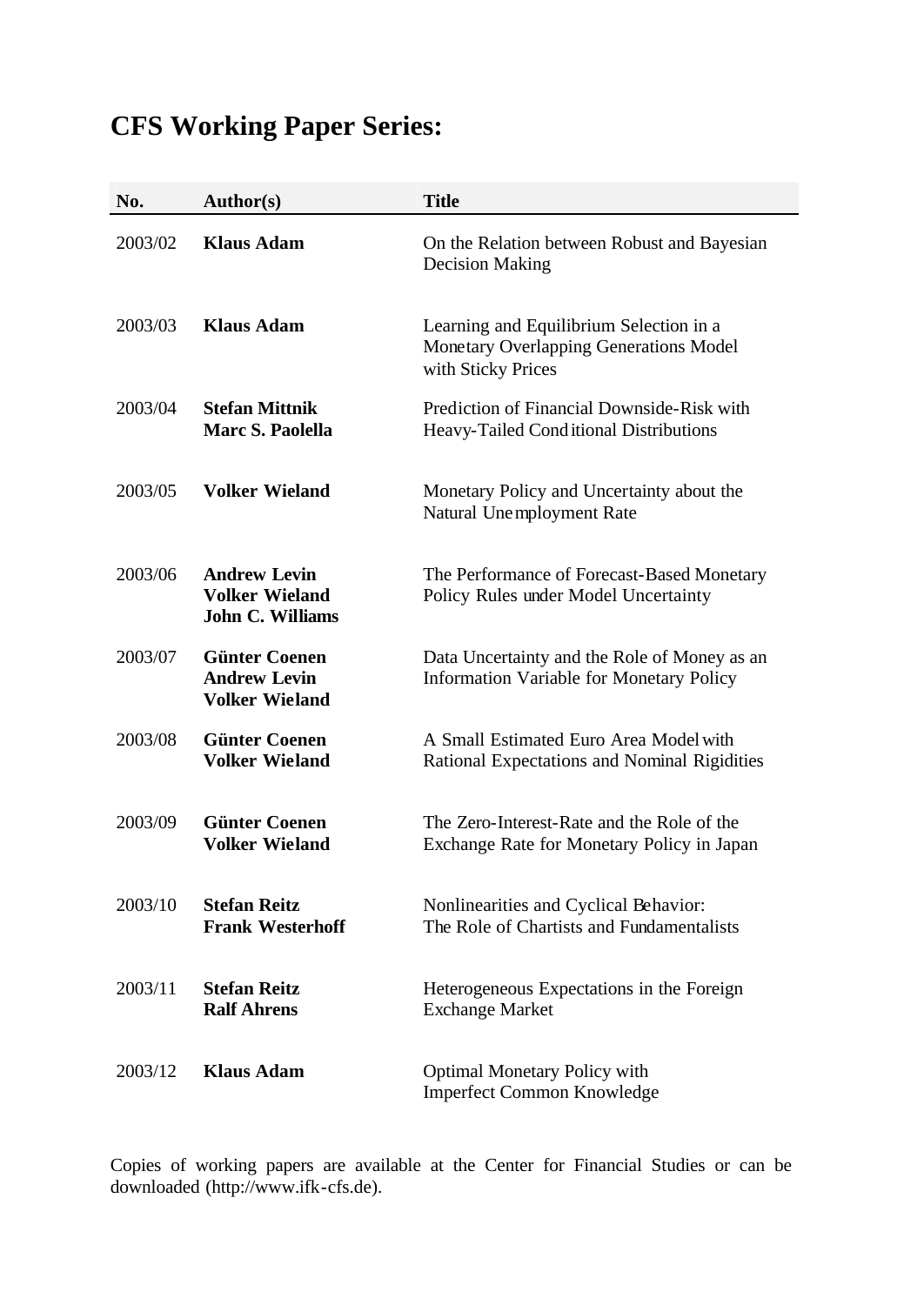# CFS Working Paper Series:

| No. | Author(s) | Title |
| --- | --- | --- |
| 2003/02 | **Klaus Adam** | On the Relation between Robust and Bayesian Decision Making |
| 2003/03 | **Klaus Adam** | Learning and Equilibrium Selection in a Monetary Overlapping Generations Model with Sticky Prices |
| 2003/04 | **Stefan Mittnik**<br>**Marc S. Paolella** | Prediction of Financial Downside-Risk with Heavy-Tailed Conditional Distributions |
| 2003/05 | **Volker Wieland** | Monetary Policy and Uncertainty about the Natural Unemployment Rate |
| 2003/06 | **Andrew Levin**<br>**Volker Wieland**<br>**John C. Williams** | The Performance of Forecast-Based Monetary Policy Rules under Model Uncertainty |
| 2003/07 | **Günter Coenen**<br>**Andrew Levin**<br>**Volker Wieland** | Data Uncertainty and the Role of Money as an Information Variable for Monetary Policy |
| 2003/08 | **Günter Coenen**<br>**Volker Wieland** | A Small Estimated Euro Area Model with Rational Expectations and Nominal Rigidities |
| 2003/09 | **Günter Coenen**<br>**Volker Wieland** | The Zero-Interest-Rate and the Role of the Exchange Rate for Monetary Policy in Japan |
| 2003/10 | **Stefan Reitz**<br>**Frank Westerhoff** | Nonlinearities and Cyclical Behavior: The Role of Chartists and Fundamentalists |
| 2003/11 | **Stefan Reitz**<br>**Ralf Ahrens** | Heterogeneous Expectations in the Foreign Exchange Market |
| 2003/12 | **Klaus Adam** | Optimal Monetary Policy with Imperfect Common Knowledge |

Copies of working papers are available at the Center for Financial Studies or can be downloaded (http://www.ifk-cfs.de).